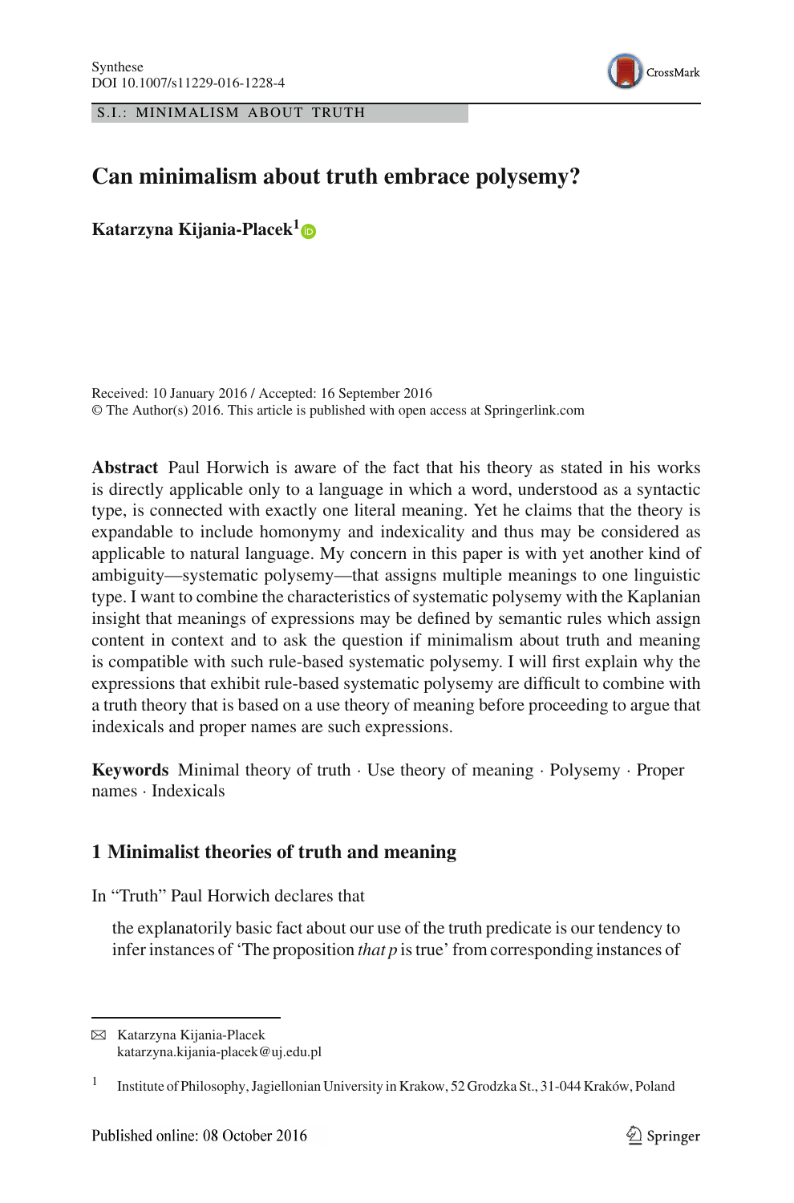S.I.: MINIMALISM ABOUT TRUTH

# Can minimalism about truth embrace polysemy?

**Katarzyna Kijania-Placek**[1]

Received: 10 January 2016 / Accepted: 16 September 2016
© The Author(s) 2016. This article is published with open access at Springerlink.com

**Abstract** Paul Horwich is aware of the fact that his theory as stated in his works is directly applicable only to a language in which a word, understood as a syntactic type, is connected with exactly one literal meaning. Yet he claims that the theory is expandable to include homonymy and indexicality and thus may be considered as applicable to natural language. My concern in this paper is with yet another kind of ambiguity—systematic polysemy—that assigns multiple meanings to one linguistic type. I want to combine the characteristics of systematic polysemy with the Kaplanian insight that meanings of expressions may be defined by semantic rules which assign content in context and to ask the question if minimalism about truth and meaning is compatible with such rule-based systematic polysemy. I will first explain why the expressions that exhibit rule-based systematic polysemy are difficult to combine with a truth theory that is based on a use theory of meaning before proceeding to argue that indexicals and proper names are such expressions.

**Keywords** Minimal theory of truth · Use theory of meaning · Polysemy · Proper names · Indexicals

## 1 Minimalist theories of truth and meaning

In "Truth" Paul Horwich declares that

> the explanatorily basic fact about our use of the truth predicate is our tendency to infer instances of 'The proposition *that p* is true' from corresponding instances of

---

✉ Katarzyna Kijania-Placek
katarzyna.kijania-placek@uj.edu.pl

[1] Institute of Philosophy, Jagiellonian University in Krakow, 52 Grodzka St., 31-044 Kraków, Poland

Published online: 08 October 2016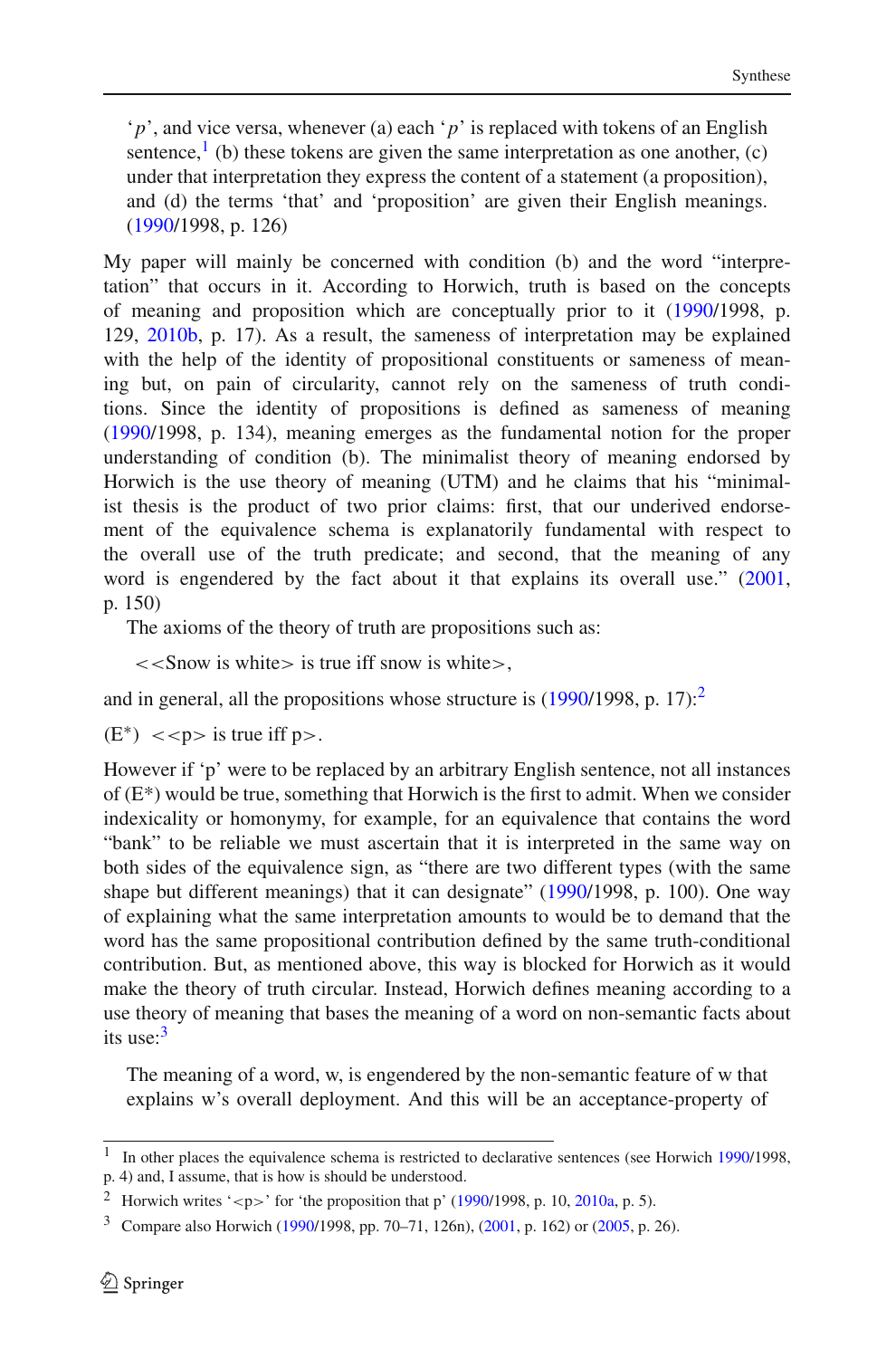'*p*', and vice versa, whenever (a) each '*p*' is replaced with tokens of an English sentence,[1] (b) these tokens are given the same interpretation as one another, (c) under that interpretation they express the content of a statement (a proposition), and (d) the terms 'that' and 'proposition' are given their English meanings. (1990/1998, p. 126)

My paper will mainly be concerned with condition (b) and the word "interpretation" that occurs in it. According to Horwich, truth is based on the concepts of meaning and proposition which are conceptually prior to it (1990/1998, p. 129, 2010b, p. 17). As a result, the sameness of interpretation may be explained with the help of the identity of propositional constituents or sameness of meaning but, on pain of circularity, cannot rely on the sameness of truth conditions. Since the identity of propositions is defined as sameness of meaning (1990/1998, p. 134), meaning emerges as the fundamental notion for the proper understanding of condition (b). The minimalist theory of meaning endorsed by Horwich is the use theory of meaning (UTM) and he claims that his "minimalist thesis is the product of two prior claims: first, that our underived endorsement of the equivalence schema is explanatorily fundamental with respect to the overall use of the truth predicate; and second, that the meaning of any word is engendered by the fact about it that explains its overall use." (2001, p. 150)

The axioms of the theory of truth are propositions such as:

<<Snow is white> is true iff snow is white>,

and in general, all the propositions whose structure is (1990/1998, p. 17):[2]

(E*) <<p> is true iff p>.

However if 'p' were to be replaced by an arbitrary English sentence, not all instances of (E*) would be true, something that Horwich is the first to admit. When we consider indexicality or homonymy, for example, for an equivalence that contains the word "bank" to be reliable we must ascertain that it is interpreted in the same way on both sides of the equivalence sign, as "there are two different types (with the same shape but different meanings) that it can designate" (1990/1998, p. 100). One way of explaining what the same interpretation amounts to would be to demand that the word has the same propositional contribution defined by the same truth-conditional contribution. But, as mentioned above, this way is blocked for Horwich as it would make the theory of truth circular. Instead, Horwich defines meaning according to a use theory of meaning that bases the meaning of a word on non-semantic facts about its use:[3]

The meaning of a word, w, is engendered by the non-semantic feature of w that explains w's overall deployment. And this will be an acceptance-property of

---

[1] In other places the equivalence schema is restricted to declarative sentences (see Horwich 1990/1998, p. 4) and, I assume, that is how is should be understood.

[2] Horwich writes '<p>' for 'the proposition that p' (1990/1998, p. 10, 2010a, p. 5).

[3] Compare also Horwich (1990/1998, pp. 70–71, 126n), (2001, p. 162) or (2005, p. 26).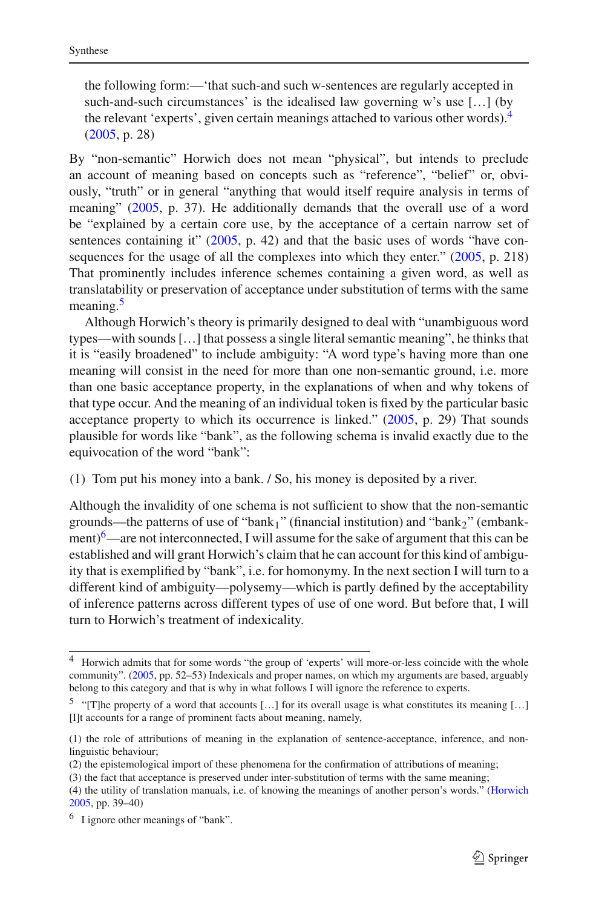> the following form:—'that such-and such w-sentences are regularly accepted in such-and-such circumstances' is the idealised law governing w's use […] (by the relevant 'experts', given certain meanings attached to various other words).[4] (2005, p. 28)

By "non-semantic" Horwich does not mean "physical", but intends to preclude an account of meaning based on concepts such as "reference", "belief" or, obviously, "truth" or in general "anything that would itself require analysis in terms of meaning" (2005, p. 37). He additionally demands that the overall use of a word be "explained by a certain core use, by the acceptance of a certain narrow set of sentences containing it" (2005, p. 42) and that the basic uses of words "have consequences for the usage of all the complexes into which they enter." (2005, p. 218) That prominently includes inference schemes containing a given word, as well as translatability or preservation of acceptance under substitution of terms with the same meaning.[5]

Although Horwich's theory is primarily designed to deal with "unambiguous word types—with sounds […] that possess a single literal semantic meaning", he thinks that it is "easily broadened" to include ambiguity: "A word type's having more than one meaning will consist in the need for more than one non-semantic ground, i.e. more than one basic acceptance property, in the explanations of when and why tokens of that type occur. And the meaning of an individual token is fixed by the particular basic acceptance property to which its occurrence is linked." (2005, p. 29) That sounds plausible for words like "bank", as the following schema is invalid exactly due to the equivocation of the word "bank":

(1) Tom put his money into a bank. / So, his money is deposited by a river.

Although the invalidity of one schema is not sufficient to show that the non-semantic grounds—the patterns of use of "$\text{bank}_1$" (financial institution) and "$\text{bank}_2$" (embankment)[6]—are not interconnected, I will assume for the sake of argument that this can be established and will grant Horwich's claim that he can account for this kind of ambiguity that is exemplified by "bank", i.e. for homonymy. In the next section I will turn to a different kind of ambiguity—polysemy—which is partly defined by the acceptability of inference patterns across different types of use of one word. But before that, I will turn to Horwich's treatment of indexicality.

---

[4] Horwich admits that for some words "the group of 'experts' will more-or-less coincide with the whole community". (2005, pp. 52–53) Indexicals and proper names, on which my arguments are based, arguably belong to this category and that is why in what follows I will ignore the reference to experts.

[5] "[T]he property of a word that accounts […] for its overall usage is what constitutes its meaning […] [I]t accounts for a range of prominent facts about meaning, namely,

(1) the role of attributions of meaning in the explanation of sentence-acceptance, inference, and non-linguistic behaviour;
(2) the epistemological import of these phenomena for the confirmation of attributions of meaning;
(3) the fact that acceptance is preserved under inter-substitution of terms with the same meaning;
(4) the utility of translation manuals, i.e. of knowing the meanings of another person's words." (Horwich 2005, pp. 39–40)

[6] I ignore other meanings of "bank".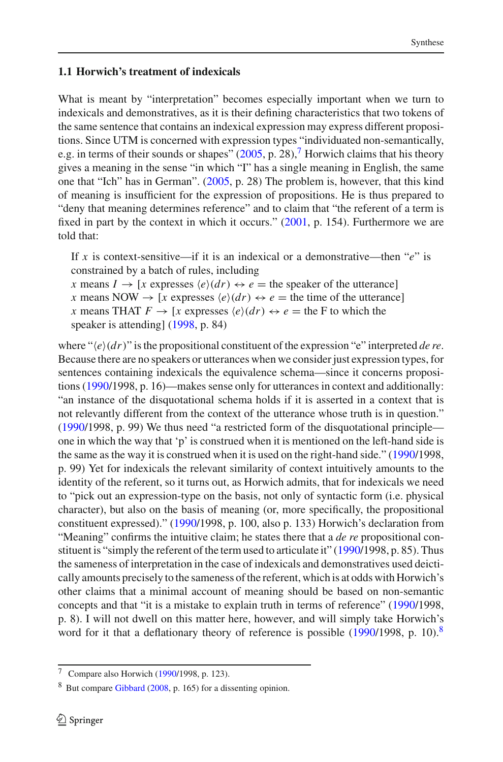### 1.1 Horwich's treatment of indexicals

What is meant by "interpretation" becomes especially important when we turn to indexicals and demonstratives, as it is their defining characteristics that two tokens of the same sentence that contains an indexical expression may express different propositions. Since UTM is concerned with expression types "individuated non-semantically, e.g. in terms of their sounds or shapes" (2005, p. 28),[7] Horwich claims that his theory gives a meaning in the sense "in which "I" has a single meaning in English, the same one that "Ich" has in German". (2005, p. 28) The problem is, however, that this kind of meaning is insufficient for the expression of propositions. He is thus prepared to "deny that meaning determines reference" and to claim that "the referent of a term is fixed in part by the context in which it occurs." (2001, p. 154). Furthermore we are told that:

> If $x$ is context-sensitive—if it is an indexical or a demonstrative—then "$e$" is constrained by a batch of rules, including
> $x$ means $I \rightarrow [x$ expresses $\langle e \rangle(dr) \leftrightarrow e =$ the speaker of the utterance$]$
> $x$ means NOW $\rightarrow [x$ expresses $\langle e \rangle(dr) \leftrightarrow e =$ the time of the utterance$]$
> $x$ means THAT $F \rightarrow [x$ expresses $\langle e \rangle(dr) \leftrightarrow e =$ the F to which the speaker is attending$]$ (1998, p. 84)

where "$\langle e \rangle(dr)$" is the propositional constituent of the expression "e" interpreted *de re*. Because there are no speakers or utterances when we consider just expression types, for sentences containing indexicals the equivalence schema—since it concerns propositions (1990/1998, p. 16)—makes sense only for utterances in context and additionally: "an instance of the disquotational schema holds if it is asserted in a context that is not relevantly different from the context of the utterance whose truth is in question." (1990/1998, p. 99) We thus need "a restricted form of the disquotational principle—one in which the way that 'p' is construed when it is mentioned on the left-hand side is the same as the way it is construed when it is used on the right-hand side." (1990/1998, p. 99) Yet for indexicals the relevant similarity of context intuitively amounts to the identity of the referent, so it turns out, as Horwich admits, that for indexicals we need to "pick out an expression-type on the basis, not only of syntactic form (i.e. physical character), but also on the basis of meaning (or, more specifically, the propositional constituent expressed)." (1990/1998, p. 100, also p. 133) Horwich's declaration from "Meaning" confirms the intuitive claim; he states there that a *de re* propositional constituent is "simply the referent of the term used to articulate it" (1990/1998, p. 85). Thus the sameness of interpretation in the case of indexicals and demonstratives used deictically amounts precisely to the sameness of the referent, which is at odds with Horwich's other claims that a minimal account of meaning should be based on non-semantic concepts and that "it is a mistake to explain truth in terms of reference" (1990/1998, p. 8). I will not dwell on this matter here, however, and will simply take Horwich's word for it that a deflationary theory of reference is possible (1990/1998, p. 10).[8]

---

[7] Compare also Horwich (1990/1998, p. 123).

[8] But compare Gibbard (2008, p. 165) for a dissenting opinion.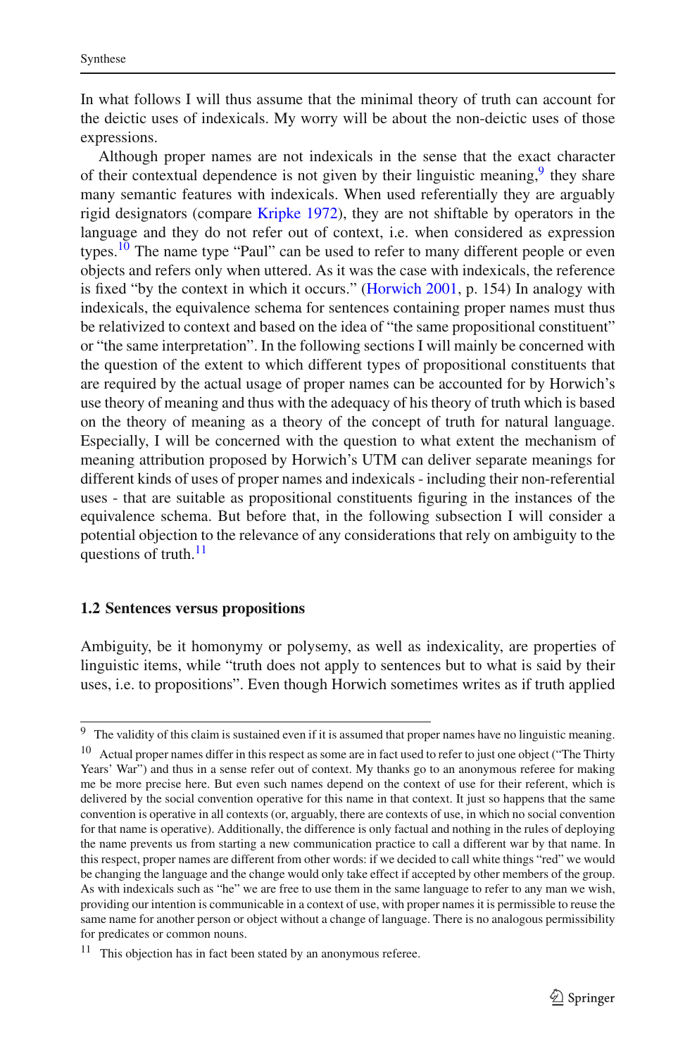In what follows I will thus assume that the minimal theory of truth can account for the deictic uses of indexicals. My worry will be about the non-deictic uses of those expressions.

Although proper names are not indexicals in the sense that the exact character of their contextual dependence is not given by their linguistic meaning,[9] they share many semantic features with indexicals. When used referentially they are arguably rigid designators (compare Kripke 1972), they are not shiftable by operators in the language and they do not refer out of context, i.e. when considered as expression types.[10] The name type "Paul" can be used to refer to many different people or even objects and refers only when uttered. As it was the case with indexicals, the reference is fixed "by the context in which it occurs." (Horwich 2001, p. 154) In analogy with indexicals, the equivalence schema for sentences containing proper names must thus be relativized to context and based on the idea of "the same propositional constituent" or "the same interpretation". In the following sections I will mainly be concerned with the question of the extent to which different types of propositional constituents that are required by the actual usage of proper names can be accounted for by Horwich's use theory of meaning and thus with the adequacy of his theory of truth which is based on the theory of meaning as a theory of the concept of truth for natural language. Especially, I will be concerned with the question to what extent the mechanism of meaning attribution proposed by Horwich's UTM can deliver separate meanings for different kinds of uses of proper names and indexicals - including their non-referential uses - that are suitable as propositional constituents figuring in the instances of the equivalence schema. But before that, in the following subsection I will consider a potential objection to the relevance of any considerations that rely on ambiguity to the questions of truth.[11]

### 1.2 Sentences versus propositions

Ambiguity, be it homonymy or polysemy, as well as indexicality, are properties of linguistic items, while "truth does not apply to sentences but to what is said by their uses, i.e. to propositions". Even though Horwich sometimes writes as if truth applied

---

[9] The validity of this claim is sustained even if it is assumed that proper names have no linguistic meaning.

[10] Actual proper names differ in this respect as some are in fact used to refer to just one object ("The Thirty Years' War") and thus in a sense refer out of context. My thanks go to an anonymous referee for making me be more precise here. But even such names depend on the context of use for their referent, which is delivered by the social convention operative for this name in that context. It just so happens that the same convention is operative in all contexts (or, arguably, there are contexts of use, in which no social convention for that name is operative). Additionally, the difference is only factual and nothing in the rules of deploying the name prevents us from starting a new communication practice to call a different war by that name. In this respect, proper names are different from other words: if we decided to call white things "red" we would be changing the language and the change would only take effect if accepted by other members of the group. As with indexicals such as "he" we are free to use them in the same language to refer to any man we wish, providing our intention is communicable in a context of use, with proper names it is permissible to reuse the same name for another person or object without a change of language. There is no analogous permissibility for predicates or common nouns.

[11] This objection has in fact been stated by an anonymous referee.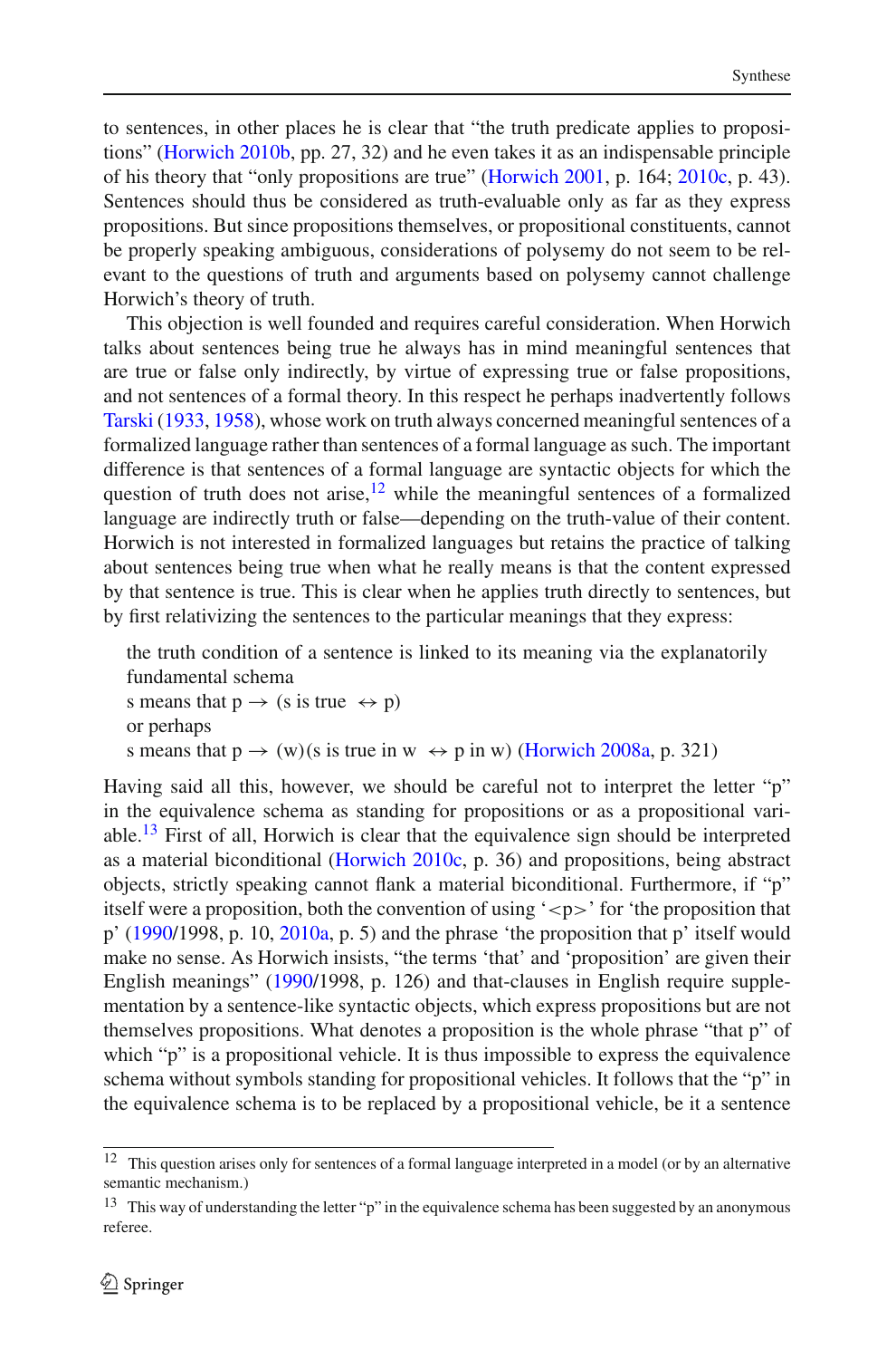to sentences, in other places he is clear that "the truth predicate applies to propositions" (Horwich 2010b, pp. 27, 32) and he even takes it as an indispensable principle of his theory that "only propositions are true" (Horwich 2001, p. 164; 2010c, p. 43). Sentences should thus be considered as truth-evaluable only as far as they express propositions. But since propositions themselves, or propositional constituents, cannot be properly speaking ambiguous, considerations of polysemy do not seem to be relevant to the questions of truth and arguments based on polysemy cannot challenge Horwich's theory of truth.

This objection is well founded and requires careful consideration. When Horwich talks about sentences being true he always has in mind meaningful sentences that are true or false only indirectly, by virtue of expressing true or false propositions, and not sentences of a formal theory. In this respect he perhaps inadvertently follows Tarski (1933, 1958), whose work on truth always concerned meaningful sentences of a formalized language rather than sentences of a formal language as such. The important difference is that sentences of a formal language are syntactic objects for which the question of truth does not arise,[12] while the meaningful sentences of a formalized language are indirectly truth or false—depending on the truth-value of their content. Horwich is not interested in formalized languages but retains the practice of talking about sentences being true when what he really means is that the content expressed by that sentence is true. This is clear when he applies truth directly to sentences, but by first relativizing the sentences to the particular meanings that they express:

> the truth condition of a sentence is linked to its meaning via the explanatorily fundamental schema
> s means that p → (s is true ↔ p)
> or perhaps
> s means that p → (w)(s is true in w ↔ p in w) (Horwich 2008a, p. 321)

Having said all this, however, we should be careful not to interpret the letter "p" in the equivalence schema as standing for propositions or as a propositional variable.[13] First of all, Horwich is clear that the equivalence sign should be interpreted as a material biconditional (Horwich 2010c, p. 36) and propositions, being abstract objects, strictly speaking cannot flank a material biconditional. Furthermore, if "p" itself were a proposition, both the convention of using '<p>' for 'the proposition that p' (1990/1998, p. 10, 2010a, p. 5) and the phrase 'the proposition that p' itself would make no sense. As Horwich insists, "the terms 'that' and 'proposition' are given their English meanings" (1990/1998, p. 126) and that-clauses in English require supplementation by a sentence-like syntactic objects, which express propositions but are not themselves propositions. What denotes a proposition is the whole phrase "that p" of which "p" is a propositional vehicle. It is thus impossible to express the equivalence schema without symbols standing for propositional vehicles. It follows that the "p" in the equivalence schema is to be replaced by a propositional vehicle, be it a sentence

[12] This question arises only for sentences of a formal language interpreted in a model (or by an alternative semantic mechanism.)

[13] This way of understanding the letter "p" in the equivalence schema has been suggested by an anonymous referee.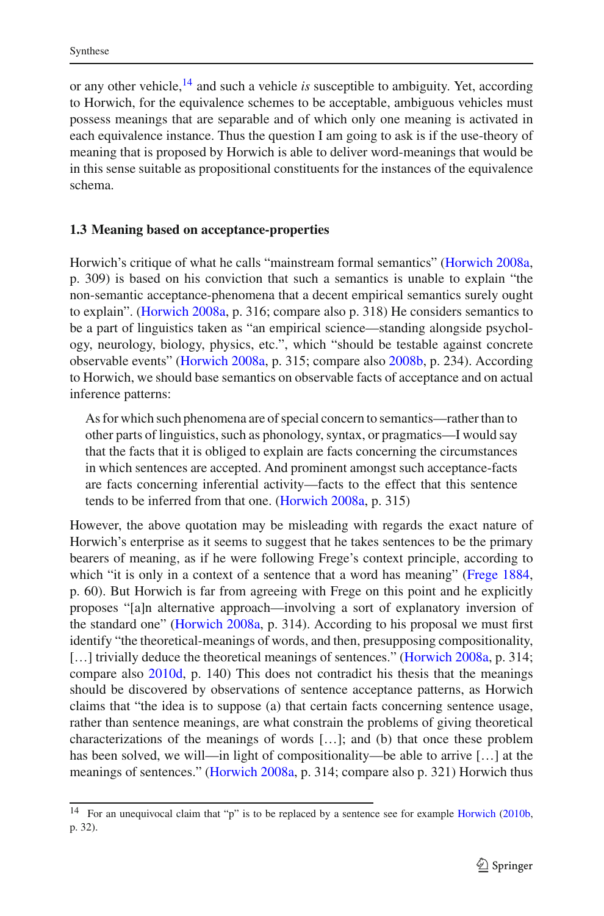or any other vehicle,[14] and such a vehicle *is* susceptible to ambiguity. Yet, according to Horwich, for the equivalence schemes to be acceptable, ambiguous vehicles must possess meanings that are separable and of which only one meaning is activated in each equivalence instance. Thus the question I am going to ask is if the use-theory of meaning that is proposed by Horwich is able to deliver word-meanings that would be in this sense suitable as propositional constituents for the instances of the equivalence schema.

### 1.3 Meaning based on acceptance-properties

Horwich's critique of what he calls "mainstream formal semantics" (Horwich 2008a, p. 309) is based on his conviction that such a semantics is unable to explain "the non-semantic acceptance-phenomena that a decent empirical semantics surely ought to explain". (Horwich 2008a, p. 316; compare also p. 318) He considers semantics to be a part of linguistics taken as "an empirical science—standing alongside psychology, neurology, biology, physics, etc.", which "should be testable against concrete observable events" (Horwich 2008a, p. 315; compare also 2008b, p. 234). According to Horwich, we should base semantics on observable facts of acceptance and on actual inference patterns:

> As for which such phenomena are of special concern to semantics—rather than to other parts of linguistics, such as phonology, syntax, or pragmatics—I would say that the facts that it is obliged to explain are facts concerning the circumstances in which sentences are accepted. And prominent amongst such acceptance-facts are facts concerning inferential activity—facts to the effect that this sentence tends to be inferred from that one. (Horwich 2008a, p. 315)

However, the above quotation may be misleading with regards the exact nature of Horwich's enterprise as it seems to suggest that he takes sentences to be the primary bearers of meaning, as if he were following Frege's context principle, according to which "it is only in a context of a sentence that a word has meaning" (Frege 1884, p. 60). But Horwich is far from agreeing with Frege on this point and he explicitly proposes "[a]n alternative approach—involving a sort of explanatory inversion of the standard one" (Horwich 2008a, p. 314). According to his proposal we must first identify "the theoretical-meanings of words, and then, presupposing compositionality, […] trivially deduce the theoretical meanings of sentences." (Horwich 2008a, p. 314; compare also 2010d, p. 140) This does not contradict his thesis that the meanings should be discovered by observations of sentence acceptance patterns, as Horwich claims that "the idea is to suppose (a) that certain facts concerning sentence usage, rather than sentence meanings, are what constrain the problems of giving theoretical characterizations of the meanings of words […]; and (b) that once these problem has been solved, we will—in light of compositionality—be able to arrive […] at the meanings of sentences." (Horwich 2008a, p. 314; compare also p. 321) Horwich thus

---

[14] For an unequivocal claim that "p" is to be replaced by a sentence see for example Horwich (2010b, p. 32).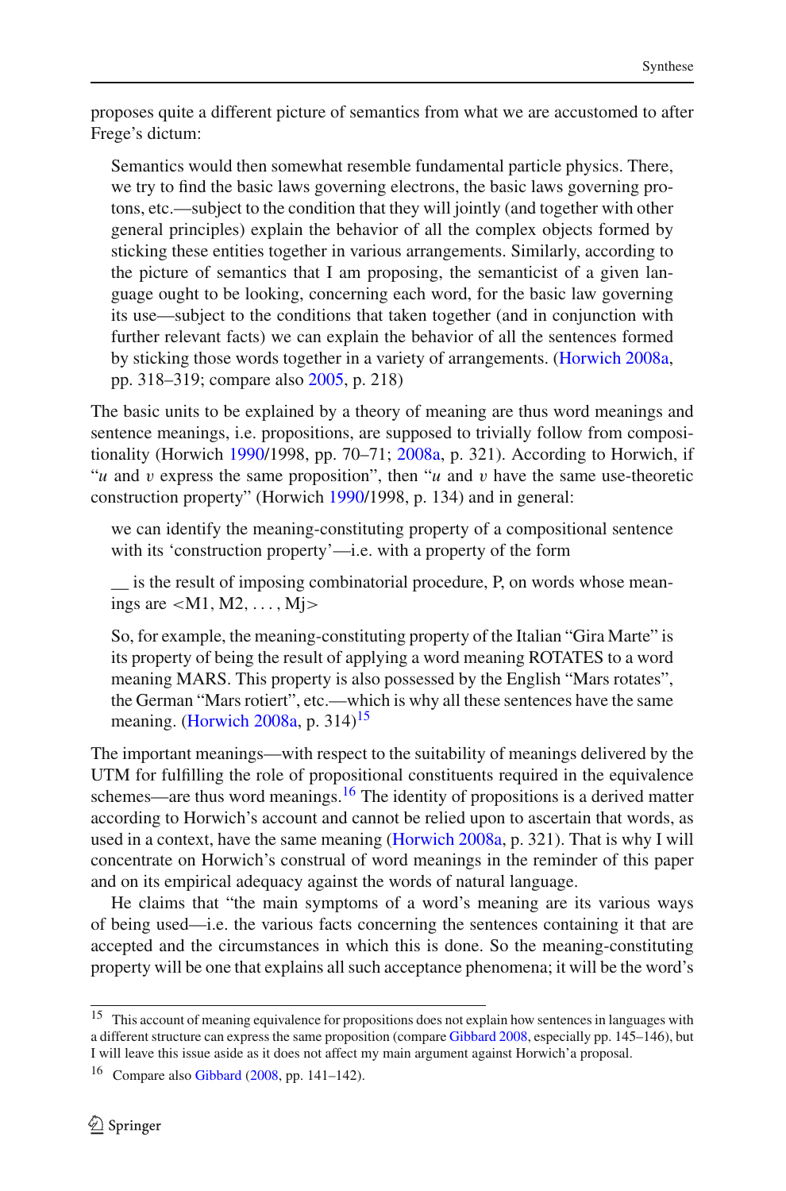proposes quite a different picture of semantics from what we are accustomed to after Frege's dictum:

> Semantics would then somewhat resemble fundamental particle physics. There, we try to find the basic laws governing electrons, the basic laws governing protons, etc.—subject to the condition that they will jointly (and together with other general principles) explain the behavior of all the complex objects formed by sticking these entities together in various arrangements. Similarly, according to the picture of semantics that I am proposing, the semanticist of a given language ought to be looking, concerning each word, for the basic law governing its use—subject to the conditions that taken together (and in conjunction with further relevant facts) we can explain the behavior of all the sentences formed by sticking those words together in a variety of arrangements. (Horwich 2008a, pp. 318–319; compare also 2005, p. 218)

The basic units to be explained by a theory of meaning are thus word meanings and sentence meanings, i.e. propositions, are supposed to trivially follow from compositionality (Horwich 1990/1998, pp. 70–71; 2008a, p. 321). According to Horwich, if "*u* and *v* express the same proposition", then "*u* and *v* have the same use-theoretic construction property" (Horwich 1990/1998, p. 134) and in general:

> we can identify the meaning-constituting property of a compositional sentence with its 'construction property'—i.e. with a property of the form
>
> __ is the result of imposing combinatorial procedure, P, on words whose meanings are <M1, M2, ..., Mj>
>
> So, for example, the meaning-constituting property of the Italian "Gira Marte" is its property of being the result of applying a word meaning ROTATES to a word meaning MARS. This property is also possessed by the English "Mars rotates", the German "Mars rotiert", etc.—which is why all these sentences have the same meaning. (Horwich 2008a, p. 314)[15]

The important meanings—with respect to the suitability of meanings delivered by the UTM for fulfilling the role of propositional constituents required in the equivalence schemes—are thus word meanings.[16] The identity of propositions is a derived matter according to Horwich's account and cannot be relied upon to ascertain that words, as used in a context, have the same meaning (Horwich 2008a, p. 321). That is why I will concentrate on Horwich's construal of word meanings in the reminder of this paper and on its empirical adequacy against the words of natural language.

He claims that "the main symptoms of a word's meaning are its various ways of being used—i.e. the various facts concerning the sentences containing it that are accepted and the circumstances in which this is done. So the meaning-constituting property will be one that explains all such acceptance phenomena; it will be the word's

---

[15] This account of meaning equivalence for propositions does not explain how sentences in languages with a different structure can express the same proposition (compare Gibbard 2008, especially pp. 145–146), but I will leave this issue aside as it does not affect my main argument against Horwich'a proposal.

[16] Compare also Gibbard (2008, pp. 141–142).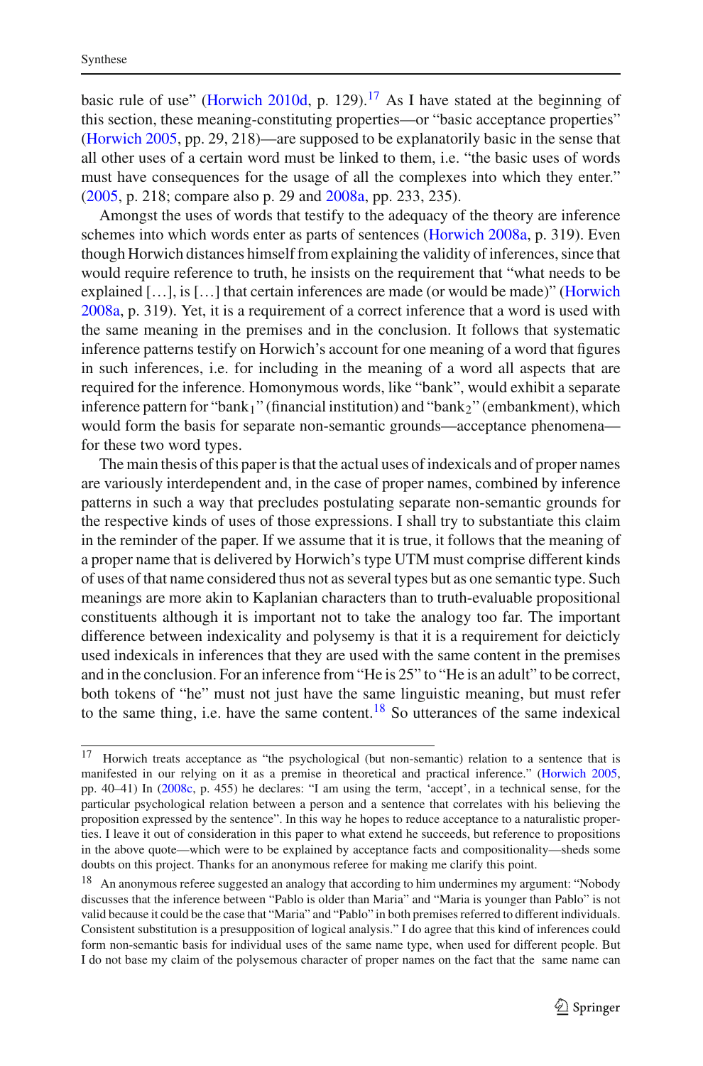basic rule of use" (Horwich 2010d, p. 129).[17] As I have stated at the beginning of this section, these meaning-constituting properties—or "basic acceptance properties" (Horwich 2005, pp. 29, 218)—are supposed to be explanatorily basic in the sense that all other uses of a certain word must be linked to them, i.e. "the basic uses of words must have consequences for the usage of all the complexes into which they enter." (2005, p. 218; compare also p. 29 and 2008a, pp. 233, 235).

Amongst the uses of words that testify to the adequacy of the theory are inference schemes into which words enter as parts of sentences (Horwich 2008a, p. 319). Even though Horwich distances himself from explaining the validity of inferences, since that would require reference to truth, he insists on the requirement that "what needs to be explained […], is […] that certain inferences are made (or would be made)" (Horwich 2008a, p. 319). Yet, it is a requirement of a correct inference that a word is used with the same meaning in the premises and in the conclusion. It follows that systematic inference patterns testify on Horwich's account for one meaning of a word that figures in such inferences, i.e. for including in the meaning of a word all aspects that are required for the inference. Homonymous words, like "bank", would exhibit a separate inference pattern for "$\text{bank}_1$" (financial institution) and "$\text{bank}_2$" (embankment), which would form the basis for separate non-semantic grounds—acceptance phenomena—for these two word types.

The main thesis of this paper is that the actual uses of indexicals and of proper names are variously interdependent and, in the case of proper names, combined by inference patterns in such a way that precludes postulating separate non-semantic grounds for the respective kinds of uses of those expressions. I shall try to substantiate this claim in the reminder of the paper. If we assume that it is true, it follows that the meaning of a proper name that is delivered by Horwich's type UTM must comprise different kinds of uses of that name considered thus not as several types but as one semantic type. Such meanings are more akin to Kaplanian characters than to truth-evaluable propositional constituents although it is important not to take the analogy too far. The important difference between indexicality and polysemy is that it is a requirement for deicticly used indexicals in inferences that they are used with the same content in the premises and in the conclusion. For an inference from "He is 25" to "He is an adult" to be correct, both tokens of "he" must not just have the same linguistic meaning, but must refer to the same thing, i.e. have the same content.[18] So utterances of the same indexical

---

[17] Horwich treats acceptance as "the psychological (but non-semantic) relation to a sentence that is manifested in our relying on it as a premise in theoretical and practical inference." (Horwich 2005, pp. 40–41) In (2008c, p. 455) he declares: "I am using the term, 'accept', in a technical sense, for the particular psychological relation between a person and a sentence that correlates with his believing the proposition expressed by the sentence". In this way he hopes to reduce acceptance to a naturalistic properties. I leave it out of consideration in this paper to what extend he succeeds, but reference to propositions in the above quote—which were to be explained by acceptance facts and compositionality—sheds some doubts on this project. Thanks for an anonymous referee for making me clarify this point.

[18] An anonymous referee suggested an analogy that according to him undermines my argument: "Nobody discusses that the inference between "Pablo is older than Maria" and "Maria is younger than Pablo" is not valid because it could be the case that "Maria" and "Pablo" in both premises referred to different individuals. Consistent substitution is a presupposition of logical analysis." I do agree that this kind of inferences could form non-semantic basis for individual uses of the same name type, when used for different people. But I do not base my claim of the polysemous character of proper names on the fact that the same name can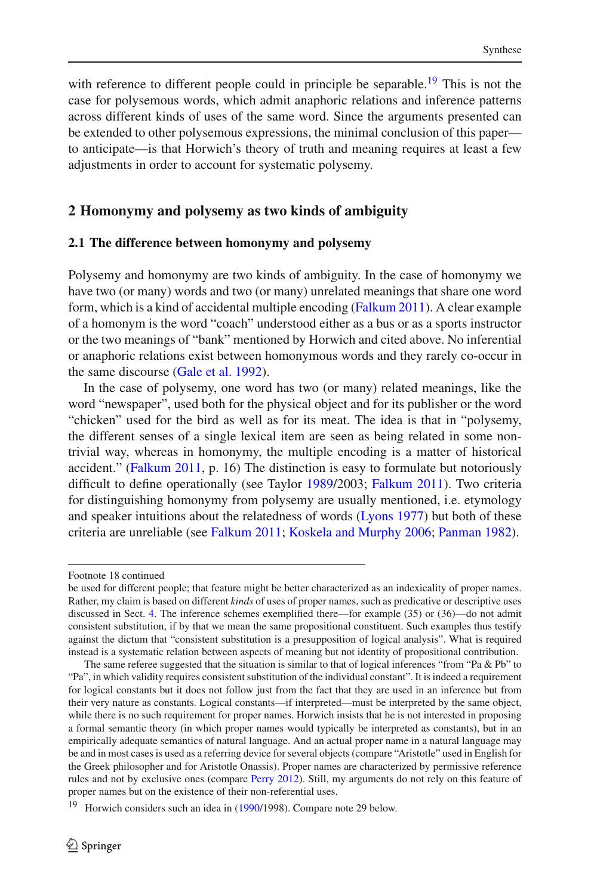with reference to different people could in principle be separable.[19] This is not the case for polysemous words, which admit anaphoric relations and inference patterns across different kinds of uses of the same word. Since the arguments presented can be extended to other polysemous expressions, the minimal conclusion of this paper—to anticipate—is that Horwich's theory of truth and meaning requires at least a few adjustments in order to account for systematic polysemy.

## 2 Homonymy and polysemy as two kinds of ambiguity

### 2.1 The difference between homonymy and polysemy

Polysemy and homonymy are two kinds of ambiguity. In the case of homonymy we have two (or many) words and two (or many) unrelated meanings that share one word form, which is a kind of accidental multiple encoding (Falkum 2011). A clear example of a homonym is the word "coach" understood either as a bus or as a sports instructor or the two meanings of "bank" mentioned by Horwich and cited above. No inferential or anaphoric relations exist between homonymous words and they rarely co-occur in the same discourse (Gale et al. 1992).

In the case of polysemy, one word has two (or many) related meanings, like the word "newspaper", used both for the physical object and for its publisher or the word "chicken" used for the bird as well as for its meat. The idea is that in "polysemy, the different senses of a single lexical item are seen as being related in some non-trivial way, whereas in homonymy, the multiple encoding is a matter of historical accident." (Falkum 2011, p. 16) The distinction is easy to formulate but notoriously difficult to define operationally (see Taylor 1989/2003; Falkum 2011). Two criteria for distinguishing homonymy from polysemy are usually mentioned, i.e. etymology and speaker intuitions about the relatedness of words (Lyons 1977) but both of these criteria are unreliable (see Falkum 2011; Koskela and Murphy 2006; Panman 1982).

---

Footnote 18 continued
be used for different people; that feature might be better characterized as an indexicality of proper names. Rather, my claim is based on different *kinds* of uses of proper names, such as predicative or descriptive uses discussed in Sect. 4. The inference schemes exemplified there—for example (35) or (36)—do not admit consistent substitution, if by that we mean the same propositional constituent. Such examples thus testify against the dictum that "consistent substitution is a presupposition of logical analysis". What is required instead is a systematic relation between aspects of meaning but not identity of propositional contribution.

The same referee suggested that the situation is similar to that of logical inferences "from "Pa & Pb" to "Pa", in which validity requires consistent substitution of the individual constant". It is indeed a requirement for logical constants but it does not follow just from the fact that they are used in an inference but from their very nature as constants. Logical constants—if interpreted—must be interpreted by the same object, while there is no such requirement for proper names. Horwich insists that he is not interested in proposing a formal semantic theory (in which proper names would typically be interpreted as constants), but in an empirically adequate semantics of natural language. And an actual proper name in a natural language may be and in most cases is used as a referring device for several objects (compare "Aristotle" used in English for the Greek philosopher and for Aristotle Onassis). Proper names are characterized by permissive reference rules and not by exclusive ones (compare Perry 2012). Still, my arguments do not rely on this feature of proper names but on the existence of their non-referential uses.

[19] Horwich considers such an idea in (1990/1998). Compare note 29 below.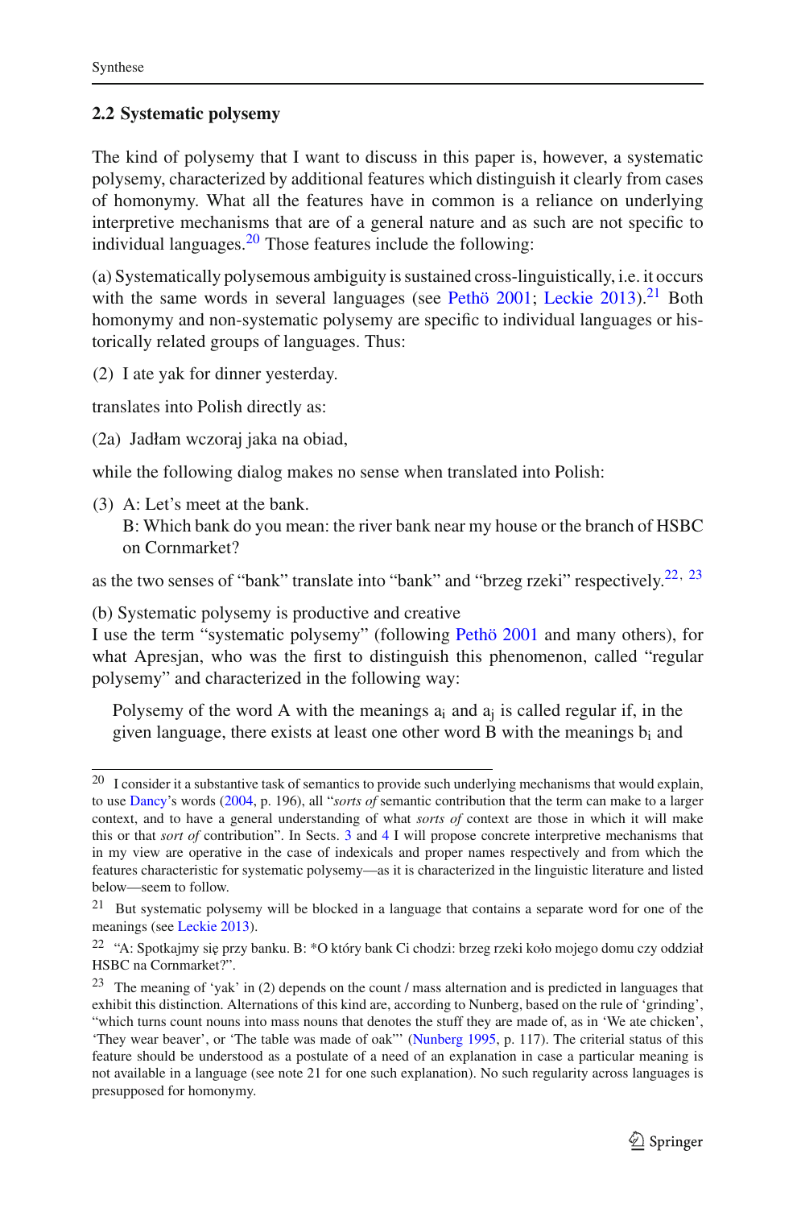### 2.2 Systematic polysemy

The kind of polysemy that I want to discuss in this paper is, however, a systematic polysemy, characterized by additional features which distinguish it clearly from cases of homonymy. What all the features have in common is a reliance on underlying interpretive mechanisms that are of a general nature and as such are not specific to individual languages.[20] Those features include the following:

(a) Systematically polysemous ambiguity is sustained cross-linguistically, i.e. it occurs with the same words in several languages (see Pethö 2001; Leckie 2013).[21] Both homonymy and non-systematic polysemy are specific to individual languages or historically related groups of languages. Thus:

(2) I ate yak for dinner yesterday.

translates into Polish directly as:

(2a) Jadłam wczoraj jaka na obiad,

while the following dialog makes no sense when translated into Polish:

(3) A: Let's meet at the bank.
B: Which bank do you mean: the river bank near my house or the branch of HSBC on Cornmarket?

as the two senses of "bank" translate into "bank" and "brzeg rzeki" respectively.[22, 23]

(b) Systematic polysemy is productive and creative
I use the term "systematic polysemy" (following Pethö 2001 and many others), for what Apresjan, who was the first to distinguish this phenomenon, called "regular polysemy" and characterized in the following way:

> Polysemy of the word A with the meanings $a_i$ and $a_j$ is called regular if, in the given language, there exists at least one other word B with the meanings $b_i$ and

---

[20] I consider it a substantive task of semantics to provide such underlying mechanisms that would explain, to use Dancy's words (2004, p. 196), all "*sorts of* semantic contribution that the term can make to a larger context, and to have a general understanding of what *sorts of* context are those in which it will make this or that *sort of* contribution". In Sects. 3 and 4 I will propose concrete interpretive mechanisms that in my view are operative in the case of indexicals and proper names respectively and from which the features characteristic for systematic polysemy—as it is characterized in the linguistic literature and listed below—seem to follow.

[21] But systematic polysemy will be blocked in a language that contains a separate word for one of the meanings (see Leckie 2013).

[22] "A: Spotkajmy się przy banku. B: *O który bank Ci chodzi: brzeg rzeki koło mojego domu czy oddział HSBC na Cornmarket?".

[23] The meaning of 'yak' in (2) depends on the count / mass alternation and is predicted in languages that exhibit this distinction. Alternations of this kind are, according to Nunberg, based on the rule of 'grinding', "which turns count nouns into mass nouns that denotes the stuff they are made of, as in 'We ate chicken', 'They wear beaver', or 'The table was made of oak"' (Nunberg 1995, p. 117). The criterial status of this feature should be understood as a postulate of a need of an explanation in case a particular meaning is not available in a language (see note 21 for one such explanation). No such regularity across languages is presupposed for homonymy.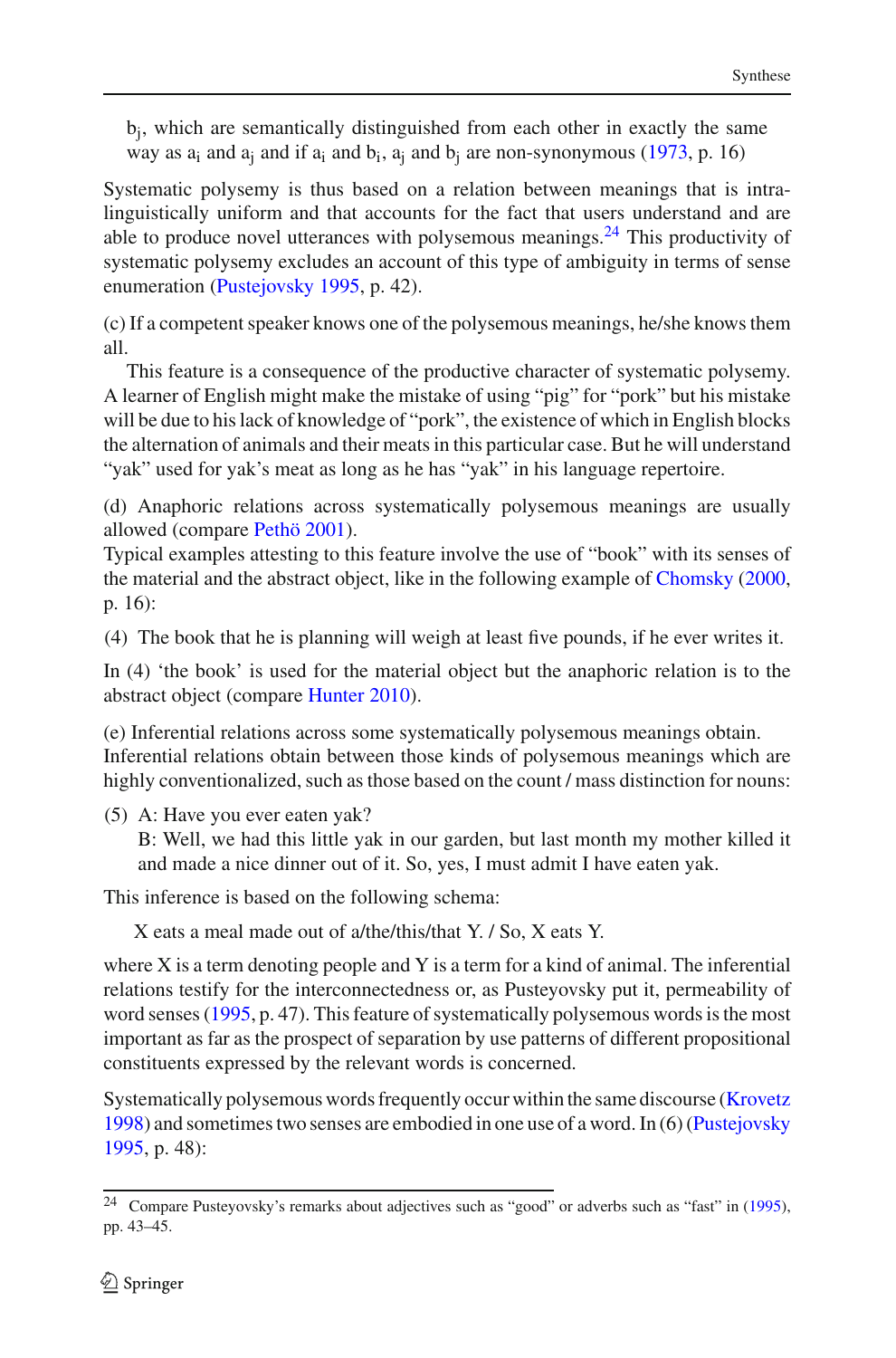$b_j$, which are semantically distinguished from each other in exactly the same way as $a_i$ and $a_j$ and if $a_i$ and $b_i$, $a_j$ and $b_j$ are non-synonymous (1973, p. 16)

Systematic polysemy is thus based on a relation between meanings that is intra-linguistically uniform and that accounts for the fact that users understand and are able to produce novel utterances with polysemous meanings.[24] This productivity of systematic polysemy excludes an account of this type of ambiguity in terms of sense enumeration (Pustejovsky 1995, p. 42).

(c) If a competent speaker knows one of the polysemous meanings, he/she knows them all.

This feature is a consequence of the productive character of systematic polysemy. A learner of English might make the mistake of using "pig" for "pork" but his mistake will be due to his lack of knowledge of "pork", the existence of which in English blocks the alternation of animals and their meats in this particular case. But he will understand "yak" used for yak's meat as long as he has "yak" in his language repertoire.

(d) Anaphoric relations across systematically polysemous meanings are usually allowed (compare Pethö 2001).

Typical examples attesting to this feature involve the use of "book" with its senses of the material and the abstract object, like in the following example of Chomsky (2000, p. 16):

(4) The book that he is planning will weigh at least five pounds, if he ever writes it.

In (4) 'the book' is used for the material object but the anaphoric relation is to the abstract object (compare Hunter 2010).

(e) Inferential relations across some systematically polysemous meanings obtain.

Inferential relations obtain between those kinds of polysemous meanings which are highly conventionalized, such as those based on the count / mass distinction for nouns:

(5) A: Have you ever eaten yak?
B: Well, we had this little yak in our garden, but last month my mother killed it and made a nice dinner out of it. So, yes, I must admit I have eaten yak.

This inference is based on the following schema:

X eats a meal made out of a/the/this/that Y. / So, X eats Y.

where X is a term denoting people and Y is a term for a kind of animal. The inferential relations testify for the interconnectedness or, as Pusteyovsky put it, permeability of word senses (1995, p. 47). This feature of systematically polysemous words is the most important as far as the prospect of separation by use patterns of different propositional constituents expressed by the relevant words is concerned.

Systematically polysemous words frequently occur within the same discourse (Krovetz 1998) and sometimes two senses are embodied in one use of a word. In (6) (Pustejovsky 1995, p. 48):

[24] Compare Pusteyovsky's remarks about adjectives such as "good" or adverbs such as "fast" in (1995), pp. 43–45.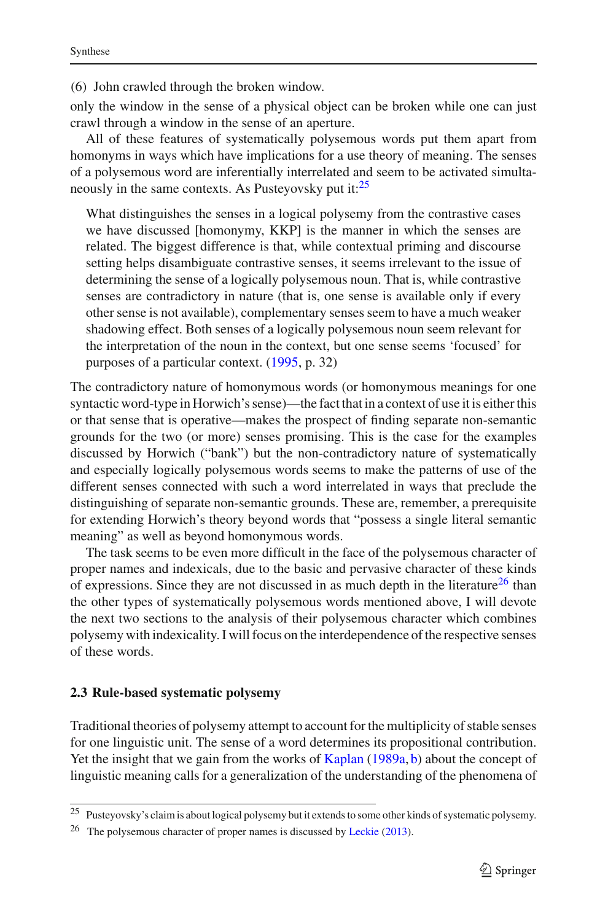(6) John crawled through the broken window.

only the window in the sense of a physical object can be broken while one can just crawl through a window in the sense of an aperture.

All of these features of systematically polysemous words put them apart from homonyms in ways which have implications for a use theory of meaning. The senses of a polysemous word are inferentially interrelated and seem to be activated simultaneously in the same contexts. As Pusteyovsky put it:[25]

> What distinguishes the senses in a logical polysemy from the contrastive cases we have discussed [homonymy, KKP] is the manner in which the senses are related. The biggest difference is that, while contextual priming and discourse setting helps disambiguate contrastive senses, it seems irrelevant to the issue of determining the sense of a logically polysemous noun. That is, while contrastive senses are contradictory in nature (that is, one sense is available only if every other sense is not available), complementary senses seem to have a much weaker shadowing effect. Both senses of a logically polysemous noun seem relevant for the interpretation of the noun in the context, but one sense seems 'focused' for purposes of a particular context. (1995, p. 32)

The contradictory nature of homonymous words (or homonymous meanings for one syntactic word-type in Horwich's sense)—the fact that in a context of use it is either this or that sense that is operative—makes the prospect of finding separate non-semantic grounds for the two (or more) senses promising. This is the case for the examples discussed by Horwich ("bank") but the non-contradictory nature of systematically and especially logically polysemous words seems to make the patterns of use of the different senses connected with such a word interrelated in ways that preclude the distinguishing of separate non-semantic grounds. These are, remember, a prerequisite for extending Horwich's theory beyond words that "possess a single literal semantic meaning" as well as beyond homonymous words.

The task seems to be even more difficult in the face of the polysemous character of proper names and indexicals, due to the basic and pervasive character of these kinds of expressions. Since they are not discussed in as much depth in the literature[26] than the other types of systematically polysemous words mentioned above, I will devote the next two sections to the analysis of their polysemous character which combines polysemy with indexicality. I will focus on the interdependence of the respective senses of these words.

### 2.3 Rule-based systematic polysemy

Traditional theories of polysemy attempt to account for the multiplicity of stable senses for one linguistic unit. The sense of a word determines its propositional contribution. Yet the insight that we gain from the works of Kaplan (1989a, b) about the concept of linguistic meaning calls for a generalization of the understanding of the phenomena of

---

[25] Pusteyovsky's claim is about logical polysemy but it extends to some other kinds of systematic polysemy.

[26] The polysemous character of proper names is discussed by Leckie (2013).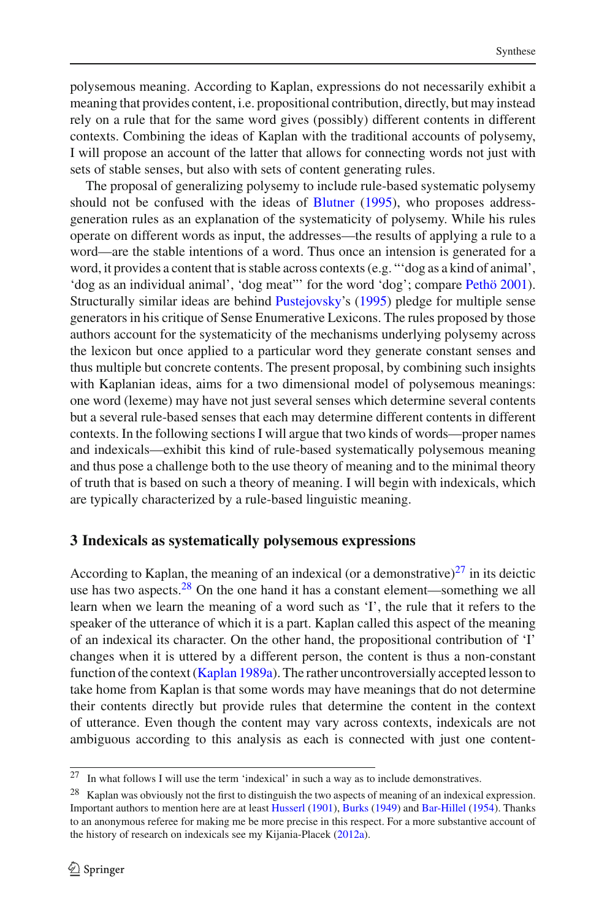polysemous meaning. According to Kaplan, expressions do not necessarily exhibit a meaning that provides content, i.e. propositional contribution, directly, but may instead rely on a rule that for the same word gives (possibly) different contents in different contexts. Combining the ideas of Kaplan with the traditional accounts of polysemy, I will propose an account of the latter that allows for connecting words not just with sets of stable senses, but also with sets of content generating rules.

The proposal of generalizing polysemy to include rule-based systematic polysemy should not be confused with the ideas of Blutner (1995), who proposes address-generation rules as an explanation of the systematicity of polysemy. While his rules operate on different words as input, the addresses—the results of applying a rule to a word—are the stable intentions of a word. Thus once an intension is generated for a word, it provides a content that is stable across contexts (e.g. "'dog as a kind of animal', 'dog as an individual animal', 'dog meat'" for the word 'dog'; compare Pethö 2001). Structurally similar ideas are behind Pustejovsky's (1995) pledge for multiple sense generators in his critique of Sense Enumerative Lexicons. The rules proposed by those authors account for the systematicity of the mechanisms underlying polysemy across the lexicon but once applied to a particular word they generate constant senses and thus multiple but concrete contents. The present proposal, by combining such insights with Kaplanian ideas, aims for a two dimensional model of polysemous meanings: one word (lexeme) may have not just several senses which determine several contents but a several rule-based senses that each may determine different contents in different contexts. In the following sections I will argue that two kinds of words—proper names and indexicals—exhibit this kind of rule-based systematically polysemous meaning and thus pose a challenge both to the use theory of meaning and to the minimal theory of truth that is based on such a theory of meaning. I will begin with indexicals, which are typically characterized by a rule-based linguistic meaning.

## 3 Indexicals as systematically polysemous expressions

According to Kaplan, the meaning of an indexical (or a demonstrative)[27] in its deictic use has two aspects.[28] On the one hand it has a constant element—something we all learn when we learn the meaning of a word such as 'I', the rule that it refers to the speaker of the utterance of which it is a part. Kaplan called this aspect of the meaning of an indexical its character. On the other hand, the propositional contribution of 'I' changes when it is uttered by a different person, the content is thus a non-constant function of the context (Kaplan 1989a). The rather uncontroversially accepted lesson to take home from Kaplan is that some words may have meanings that do not determine their contents directly but provide rules that determine the content in the context of utterance. Even though the content may vary across contexts, indexicals are not ambiguous according to this analysis as each is connected with just one content-

[27] In what follows I will use the term 'indexical' in such a way as to include demonstratives.

[28] Kaplan was obviously not the first to distinguish the two aspects of meaning of an indexical expression. Important authors to mention here are at least Husserl (1901), Burks (1949) and Bar-Hillel (1954). Thanks to an anonymous referee for making me be more precise in this respect. For a more substantive account of the history of research on indexicals see my Kijania-Placek (2012a).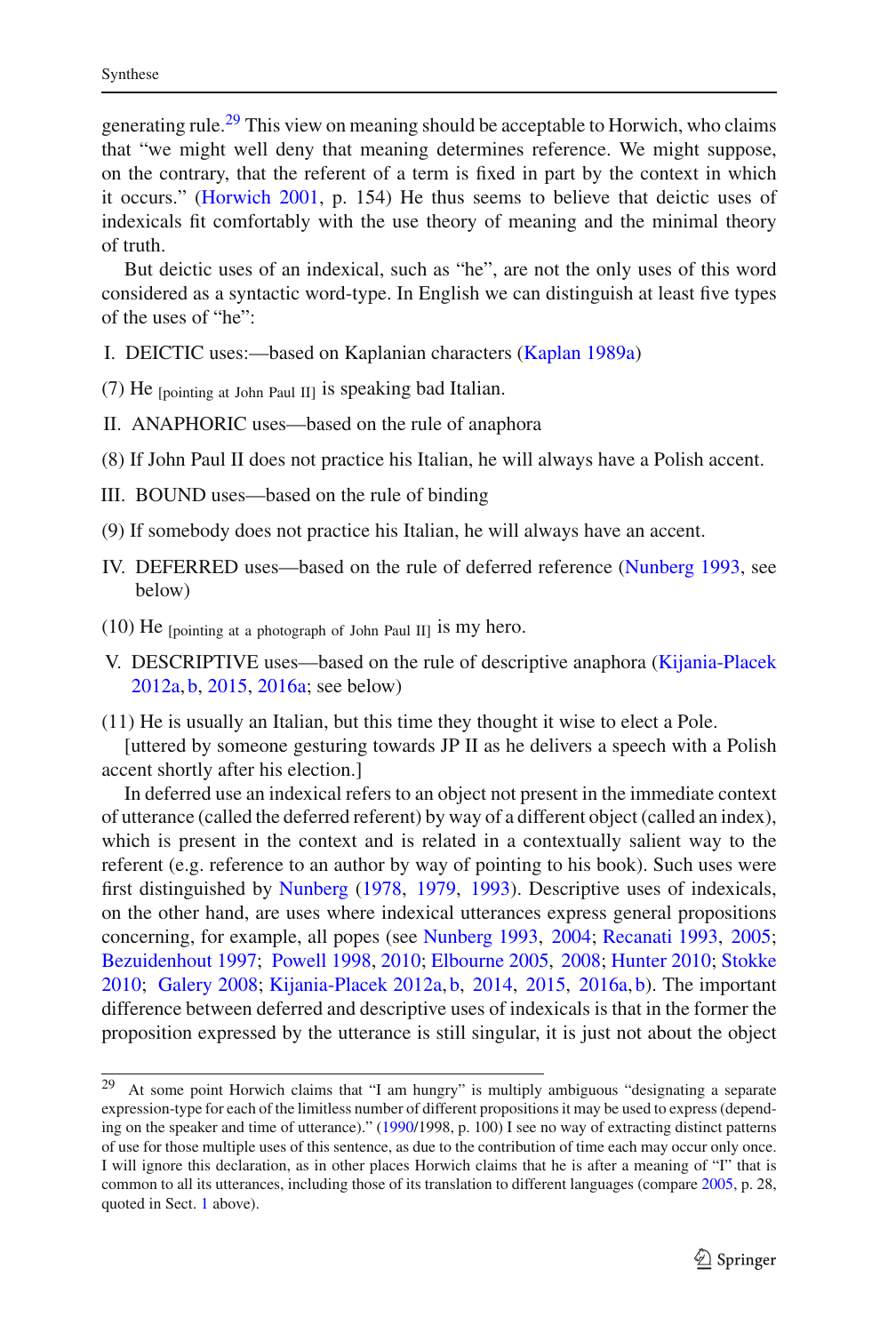generating rule.[29] This view on meaning should be acceptable to Horwich, who claims that "we might well deny that meaning determines reference. We might suppose, on the contrary, that the referent of a term is fixed in part by the context in which it occurs." (Horwich 2001, p. 154) He thus seems to believe that deictic uses of indexicals fit comfortably with the use theory of meaning and the minimal theory of truth.

But deictic uses of an indexical, such as "he", are not the only uses of this word considered as a syntactic word-type. In English we can distinguish at least five types of the uses of "he":

I. DEICTIC uses:—based on Kaplanian characters (Kaplan 1989a)

(7) He $_{\text{[pointing at John Paul II]}}$ is speaking bad Italian.

II. ANAPHORIC uses—based on the rule of anaphora

(8) If John Paul II does not practice his Italian, he will always have a Polish accent.

III. BOUND uses—based on the rule of binding

(9) If somebody does not practice his Italian, he will always have an accent.

IV. DEFERRED uses—based on the rule of deferred reference (Nunberg 1993, see below)

(10) He $_{\text{[pointing at a photograph of John Paul II]}}$ is my hero.

V. DESCRIPTIVE uses—based on the rule of descriptive anaphora (Kijania-Placek 2012a, b, 2015, 2016a; see below)

(11) He is usually an Italian, but this time they thought it wise to elect a Pole.
[uttered by someone gesturing towards JP II as he delivers a speech with a Polish accent shortly after his election.]

In deferred use an indexical refers to an object not present in the immediate context of utterance (called the deferred referent) by way of a different object (called an index), which is present in the context and is related in a contextually salient way to the referent (e.g. reference to an author by way of pointing to his book). Such uses were first distinguished by Nunberg (1978, 1979, 1993). Descriptive uses of indexicals, on the other hand, are uses where indexical utterances express general propositions concerning, for example, all popes (see Nunberg 1993, 2004; Recanati 1993, 2005; Bezuidenhout 1997; Powell 1998, 2010; Elbourne 2005, 2008; Hunter 2010; Stokke 2010; Galery 2008; Kijania-Placek 2012a, b, 2014, 2015, 2016a, b). The important difference between deferred and descriptive uses of indexicals is that in the former the proposition expressed by the utterance is still singular, it is just not about the object

---

[29] At some point Horwich claims that "I am hungry" is multiply ambiguous "designating a separate expression-type for each of the limitless number of different propositions it may be used to express (depending on the speaker and time of utterance)." (1990/1998, p. 100) I see no way of extracting distinct patterns of use for those multiple uses of this sentence, as due to the contribution of time each may occur only once. I will ignore this declaration, as in other places Horwich claims that he is after a meaning of "I" that is common to all its utterances, including those of its translation to different languages (compare 2005, p. 28, quoted in Sect. 1 above).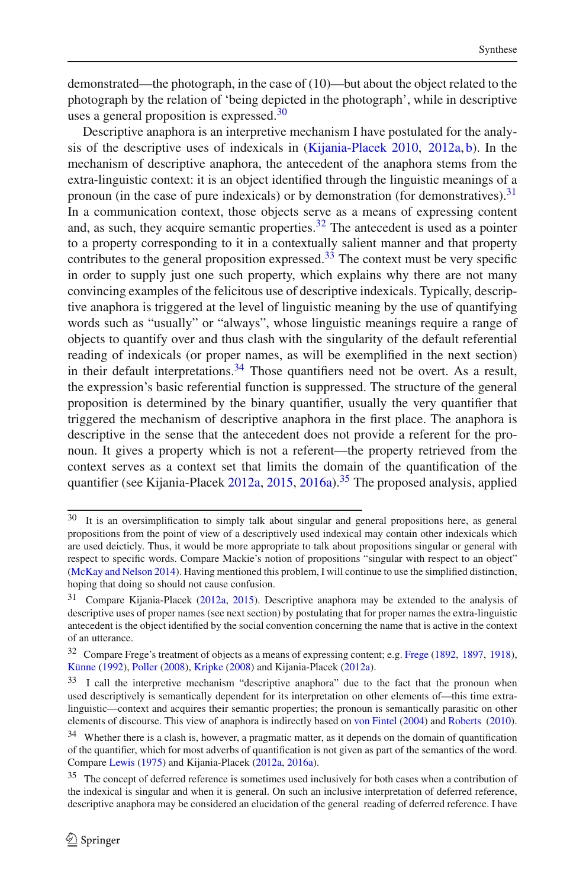demonstrated—the photograph, in the case of (10)—but about the object related to the photograph by the relation of 'being depicted in the photograph', while in descriptive uses a general proposition is expressed.[30]

Descriptive anaphora is an interpretive mechanism I have postulated for the analysis of the descriptive uses of indexicals in (Kijania-Placek 2010, 2012a, b). In the mechanism of descriptive anaphora, the antecedent of the anaphora stems from the extra-linguistic context: it is an object identified through the linguistic meanings of a pronoun (in the case of pure indexicals) or by demonstration (for demonstratives).[31] In a communication context, those objects serve as a means of expressing content and, as such, they acquire semantic properties.[32] The antecedent is used as a pointer to a property corresponding to it in a contextually salient manner and that property contributes to the general proposition expressed.[33] The context must be very specific in order to supply just one such property, which explains why there are not many convincing examples of the felicitous use of descriptive indexicals. Typically, descriptive anaphora is triggered at the level of linguistic meaning by the use of quantifying words such as "usually" or "always", whose linguistic meanings require a range of objects to quantify over and thus clash with the singularity of the default referential reading of indexicals (or proper names, as will be exemplified in the next section) in their default interpretations.[34] Those quantifiers need not be overt. As a result, the expression's basic referential function is suppressed. The structure of the general proposition is determined by the binary quantifier, usually the very quantifier that triggered the mechanism of descriptive anaphora in the first place. The anaphora is descriptive in the sense that the antecedent does not provide a referent for the pronoun. It gives a property which is not a referent—the property retrieved from the context serves as a context set that limits the domain of the quantification of the quantifier (see Kijania-Placek 2012a, 2015, 2016a).[35] The proposed analysis, applied

---

[30] It is an oversimplification to simply talk about singular and general propositions here, as general propositions from the point of view of a descriptively used indexical may contain other indexicals which are used deictically. Thus, it would be more appropriate to talk about propositions singular or general with respect to specific words. Compare Mackie's notion of propositions "singular with respect to an object" (McKay and Nelson 2014). Having mentioned this problem, I will continue to use the simplified distinction, hoping that doing so should not cause confusion.

[31] Compare Kijania-Placek (2012a, 2015). Descriptive anaphora may be extended to the analysis of descriptive uses of proper names (see next section) by postulating that for proper names the extra-linguistic antecedent is the object identified by the social convention concerning the name that is active in the context of an utterance.

[32] Compare Frege's treatment of objects as a means of expressing content; e.g. Frege (1892, 1897, 1918), Künne (1992), Poller (2008), Kripke (2008) and Kijania-Placek (2012a).

[33] I call the interpretive mechanism "descriptive anaphora" due to the fact that the pronoun when used descriptively is semantically dependent for its interpretation on other elements of—this time extra-linguistic—context and acquires their semantic properties; the pronoun is semantically parasitic on other elements of discourse. This view of anaphora is indirectly based on von Fintel (2004) and Roberts (2010).

[34] Whether there is a clash is, however, a pragmatic matter, as it depends on the domain of quantification of the quantifier, which for most adverbs of quantification is not given as part of the semantics of the word. Compare Lewis (1975) and Kijania-Placek (2012a, 2016a).

[35] The concept of deferred reference is sometimes used inclusively for both cases when a contribution of the indexical is singular and when it is general. On such an inclusive interpretation of deferred reference, descriptive anaphora may be considered an elucidation of the general reading of deferred reference. I have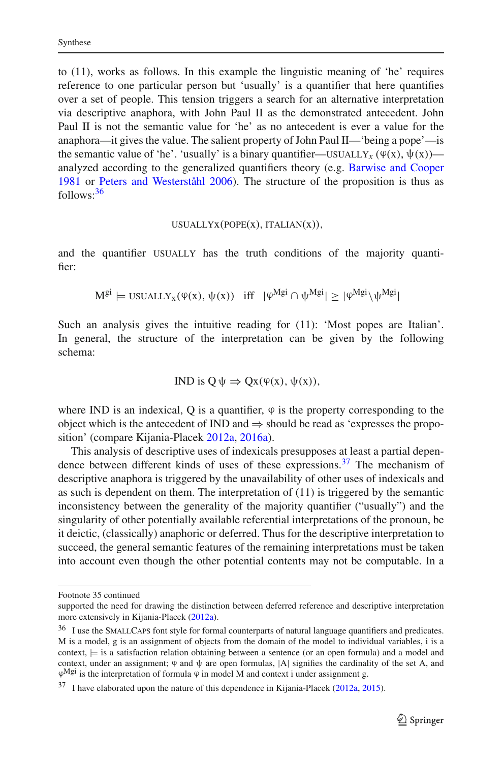to (11), works as follows. In this example the linguistic meaning of 'he' requires reference to one particular person but 'usually' is a quantifier that here quantifies over a set of people. This tension triggers a search for an alternative interpretation via descriptive anaphora, with John Paul II as the demonstrated antecedent. John Paul II is not the semantic value for 'he' as no antecedent is ever a value for the anaphora—it gives the value. The salient property of John Paul II—'being a pope'—is the semantic value of 'he'. 'usually' is a binary quantifier—$\text{USUALLY}_x\,(\varphi(x), \psi(x))$—analyzed according to the generalized quantifiers theory (e.g. Barwise and Cooper 1981 or Peters and Westerståhl 2006). The structure of the proposition is thus as follows:[36]

$$\text{USUALLYX}(\text{POPE}(x), \text{ITALIAN}(x)),$$

and the quantifier USUALLY has the truth conditions of the majority quantifier:

$$M^{gi} \models \text{USUALLY}_x(\varphi(x), \psi(x)) \quad \text{iff} \quad |\varphi^{Mgi} \cap \psi^{Mgi}| \geq |\varphi^{Mgi} \backslash \psi^{Mgi}|$$

Such an analysis gives the intuitive reading for (11): 'Most popes are Italian'. In general, the structure of the interpretation can be given by the following schema:

$$\text{IND is Q}\,\psi \Rightarrow \text{Q}x(\varphi(x), \psi(x)),$$

where IND is an indexical, Q is a quantifier, $\varphi$ is the property corresponding to the object which is the antecedent of IND and $\Rightarrow$ should be read as 'expresses the proposition' (compare Kijania-Placek 2012a, 2016a).

This analysis of descriptive uses of indexicals presupposes at least a partial dependence between different kinds of uses of these expressions.[37] The mechanism of descriptive anaphora is triggered by the unavailability of other uses of indexicals and as such is dependent on them. The interpretation of (11) is triggered by the semantic inconsistency between the generality of the majority quantifier ("usually") and the singularity of other potentially available referential interpretations of the pronoun, be it deictic, (classically) anaphoric or deferred. Thus for the descriptive interpretation to succeed, the general semantic features of the remaining interpretations must be taken into account even though the other potential contents may not be computable. In a

---

Footnote 35 continued
supported the need for drawing the distinction between deferred reference and descriptive interpretation more extensively in Kijania-Placek (2012a).

[36] I use the SMALLCAPS font style for formal counterparts of natural language quantifiers and predicates. M is a model, g is an assignment of objects from the domain of the model to individual variables, i is a context, $\models$ is a satisfaction relation obtaining between a sentence (or an open formula) and a model and context, under an assignment; $\varphi$ and $\psi$ are open formulas, $|A|$ signifies the cardinality of the set A, and $\varphi^{Mgi}$ is the interpretation of formula $\varphi$ in model M and context i under assignment g.

[37] I have elaborated upon the nature of this dependence in Kijania-Placek (2012a, 2015).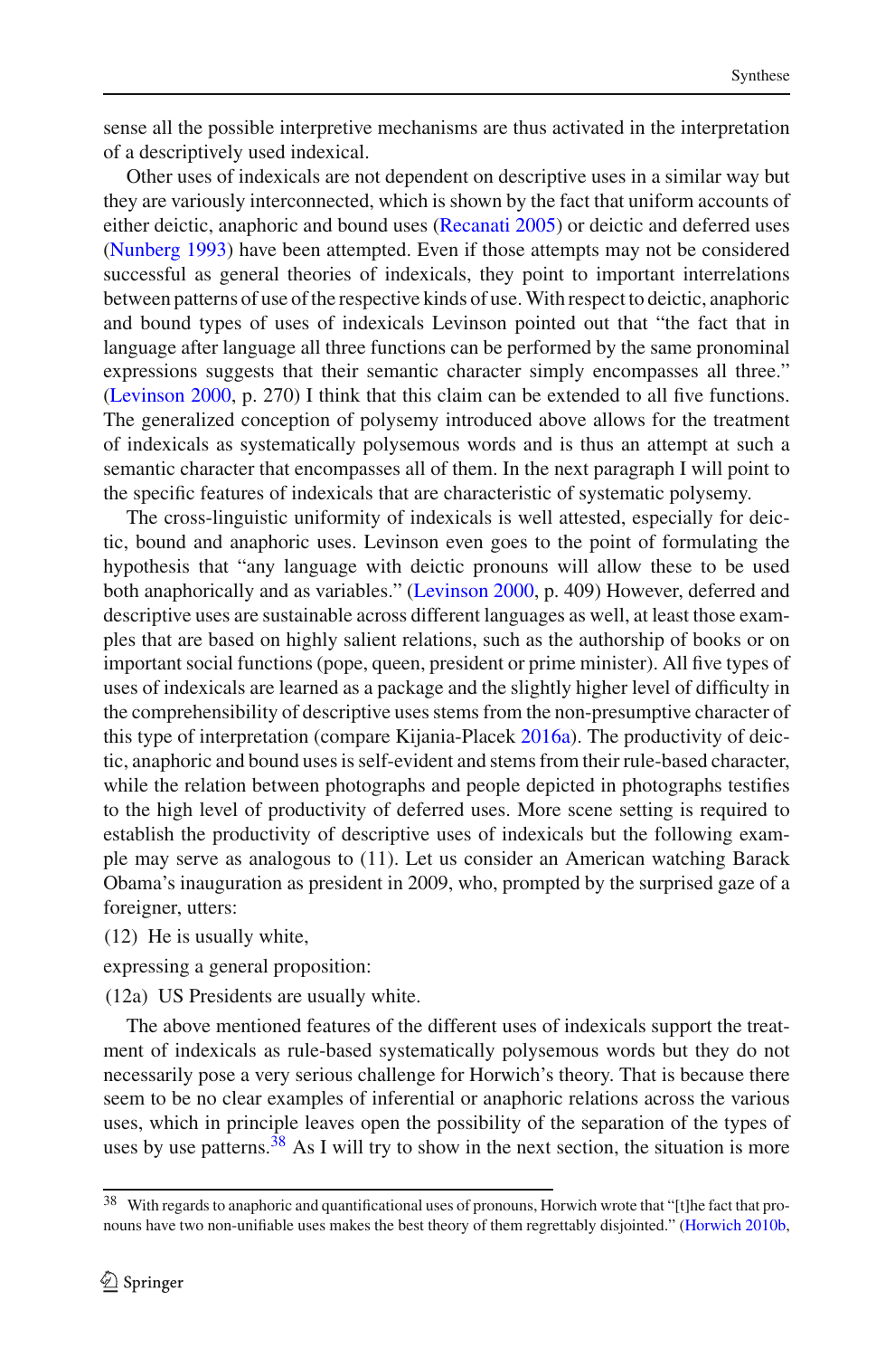sense all the possible interpretive mechanisms are thus activated in the interpretation of a descriptively used indexical.

Other uses of indexicals are not dependent on descriptive uses in a similar way but they are variously interconnected, which is shown by the fact that uniform accounts of either deictic, anaphoric and bound uses (Recanati 2005) or deictic and deferred uses (Nunberg 1993) have been attempted. Even if those attempts may not be considered successful as general theories of indexicals, they point to important interrelations between patterns of use of the respective kinds of use. With respect to deictic, anaphoric and bound types of uses of indexicals Levinson pointed out that "the fact that in language after language all three functions can be performed by the same pronominal expressions suggests that their semantic character simply encompasses all three." (Levinson 2000, p. 270) I think that this claim can be extended to all five functions. The generalized conception of polysemy introduced above allows for the treatment of indexicals as systematically polysemous words and is thus an attempt at such a semantic character that encompasses all of them. In the next paragraph I will point to the specific features of indexicals that are characteristic of systematic polysemy.

The cross-linguistic uniformity of indexicals is well attested, especially for deictic, bound and anaphoric uses. Levinson even goes to the point of formulating the hypothesis that "any language with deictic pronouns will allow these to be used both anaphorically and as variables." (Levinson 2000, p. 409) However, deferred and descriptive uses are sustainable across different languages as well, at least those examples that are based on highly salient relations, such as the authorship of books or on important social functions (pope, queen, president or prime minister). All five types of uses of indexicals are learned as a package and the slightly higher level of difficulty in the comprehensibility of descriptive uses stems from the non-presumptive character of this type of interpretation (compare Kijania-Placek 2016a). The productivity of deictic, anaphoric and bound uses is self-evident and stems from their rule-based character, while the relation between photographs and people depicted in photographs testifies to the high level of productivity of deferred uses. More scene setting is required to establish the productivity of descriptive uses of indexicals but the following example may serve as analogous to (11). Let us consider an American watching Barack Obama's inauguration as president in 2009, who, prompted by the surprised gaze of a foreigner, utters:

(12) He is usually white,

expressing a general proposition:

(12a) US Presidents are usually white.

The above mentioned features of the different uses of indexicals support the treatment of indexicals as rule-based systematically polysemous words but they do not necessarily pose a very serious challenge for Horwich's theory. That is because there seem to be no clear examples of inferential or anaphoric relations across the various uses, which in principle leaves open the possibility of the separation of the types of uses by use patterns.[38] As I will try to show in the next section, the situation is more

[38] With regards to anaphoric and quantificational uses of pronouns, Horwich wrote that "[t]he fact that pronouns have two non-unifiable uses makes the best theory of them regrettably disjointed." (Horwich 2010b,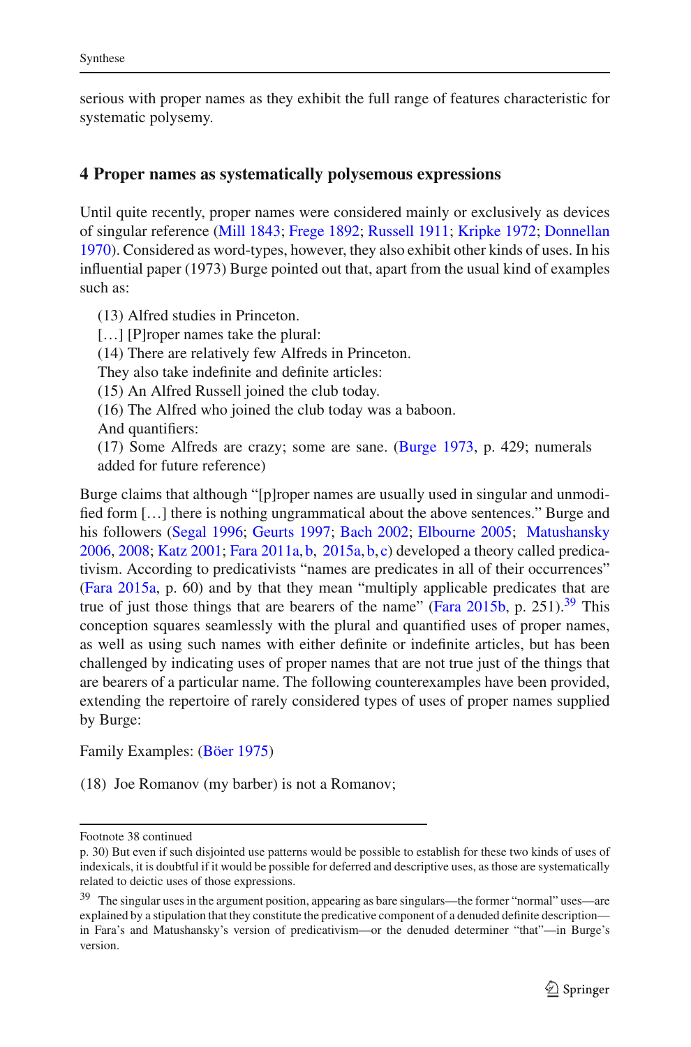serious with proper names as they exhibit the full range of features characteristic for systematic polysemy.

## 4 Proper names as systematically polysemous expressions

Until quite recently, proper names were considered mainly or exclusively as devices of singular reference (Mill 1843; Frege 1892; Russell 1911; Kripke 1972; Donnellan 1970). Considered as word-types, however, they also exhibit other kinds of uses. In his influential paper (1973) Burge pointed out that, apart from the usual kind of examples such as:

> (13) Alfred studies in Princeton.
> […] [P]roper names take the plural:
> (14) There are relatively few Alfreds in Princeton.
> They also take indefinite and definite articles:
> (15) An Alfred Russell joined the club today.
> (16) The Alfred who joined the club today was a baboon.
> And quantifiers:
> (17) Some Alfreds are crazy; some are sane. (Burge 1973, p. 429; numerals added for future reference)

Burge claims that although "[p]roper names are usually used in singular and unmodified form […] there is nothing ungrammatical about the above sentences." Burge and his followers (Segal 1996; Geurts 1997; Bach 2002; Elbourne 2005; Matushansky 2006, 2008; Katz 2001; Fara 2011a, b, 2015a, b, c) developed a theory called predicativism. According to predicativists "names are predicates in all of their occurrences" (Fara 2015a, p. 60) and by that they mean "multiply applicable predicates that are true of just those things that are bearers of the name" (Fara 2015b, p. 251).[39] This conception squares seamlessly with the plural and quantified uses of proper names, as well as using such names with either definite or indefinite articles, but has been challenged by indicating uses of proper names that are not true just of the things that are bearers of a particular name. The following counterexamples have been provided, extending the repertoire of rarely considered types of uses of proper names supplied by Burge:

Family Examples: (Böer 1975)

(18) Joe Romanov (my barber) is not a Romanov;

---

Footnote 38 continued
p. 30) But even if such disjointed use patterns would be possible to establish for these two kinds of uses of indexicals, it is doubtful if it would be possible for deferred and descriptive uses, as those are systematically related to deictic uses of those expressions.

[39] The singular uses in the argument position, appearing as bare singulars—the former "normal" uses—are explained by a stipulation that they constitute the predicative component of a denuded definite description—in Fara's and Matushansky's version of predicativism—or the denuded determiner "that"—in Burge's version.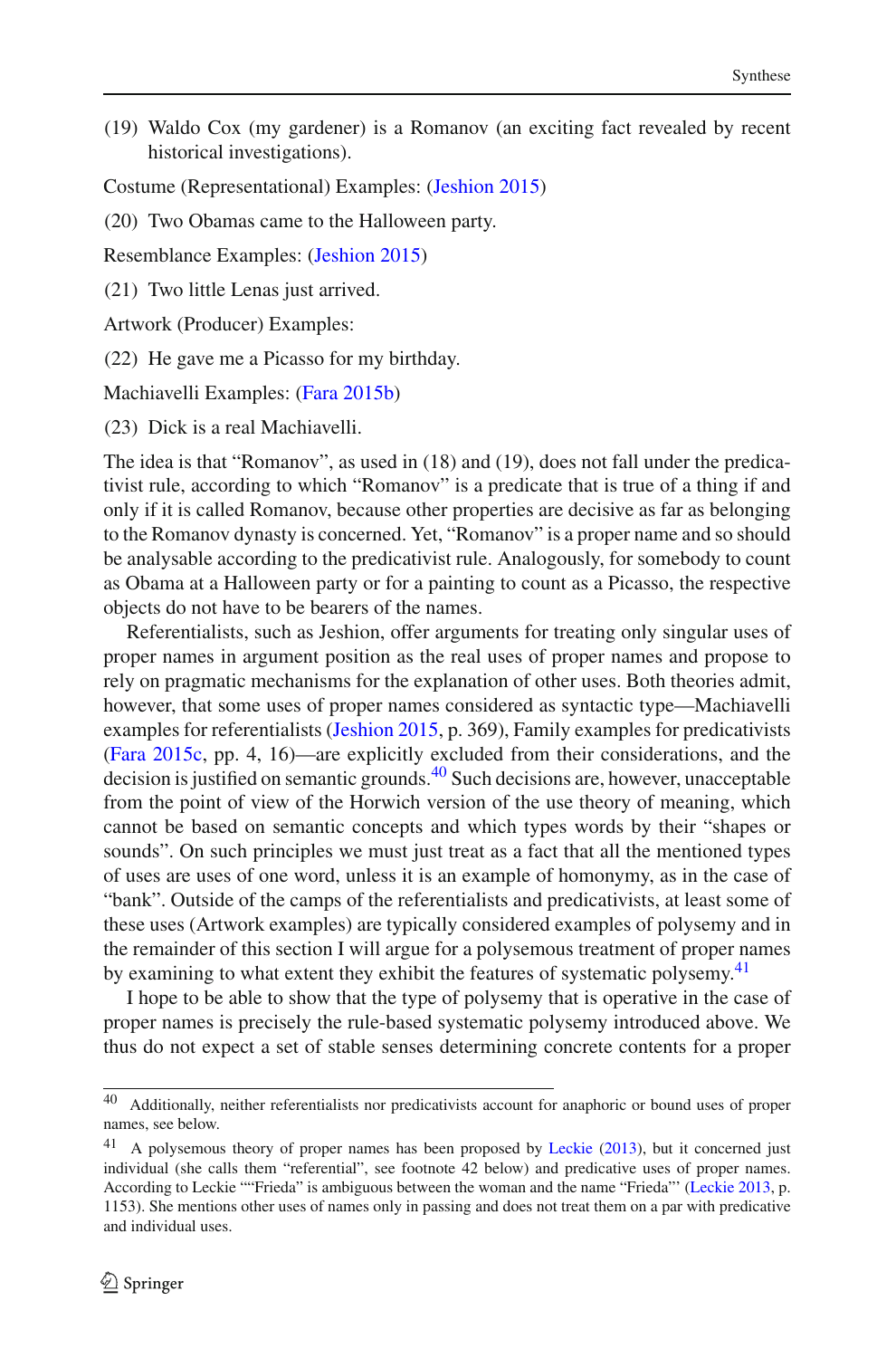(19) Waldo Cox (my gardener) is a Romanov (an exciting fact revealed by recent historical investigations).

Costume (Representational) Examples: (Jeshion 2015)

(20) Two Obamas came to the Halloween party.

Resemblance Examples: (Jeshion 2015)

(21) Two little Lenas just arrived.

Artwork (Producer) Examples:

(22) He gave me a Picasso for my birthday.

Machiavelli Examples: (Fara 2015b)

(23) Dick is a real Machiavelli.

The idea is that "Romanov", as used in (18) and (19), does not fall under the predicativist rule, according to which "Romanov" is a predicate that is true of a thing if and only if it is called Romanov, because other properties are decisive as far as belonging to the Romanov dynasty is concerned. Yet, "Romanov" is a proper name and so should be analysable according to the predicativist rule. Analogously, for somebody to count as Obama at a Halloween party or for a painting to count as a Picasso, the respective objects do not have to be bearers of the names.

Referentialists, such as Jeshion, offer arguments for treating only singular uses of proper names in argument position as the real uses of proper names and propose to rely on pragmatic mechanisms for the explanation of other uses. Both theories admit, however, that some uses of proper names considered as syntactic type—Machiavelli examples for referentialists (Jeshion 2015, p. 369), Family examples for predicativists (Fara 2015c, pp. 4, 16)—are explicitly excluded from their considerations, and the decision is justified on semantic grounds.[40] Such decisions are, however, unacceptable from the point of view of the Horwich version of the use theory of meaning, which cannot be based on semantic concepts and which types words by their "shapes or sounds". On such principles we must just treat as a fact that all the mentioned types of uses are uses of one word, unless it is an example of homonymy, as in the case of "bank". Outside of the camps of the referentialists and predicativists, at least some of these uses (Artwork examples) are typically considered examples of polysemy and in the remainder of this section I will argue for a polysemous treatment of proper names by examining to what extent they exhibit the features of systematic polysemy.[41]

I hope to be able to show that the type of polysemy that is operative in the case of proper names is precisely the rule-based systematic polysemy introduced above. We thus do not expect a set of stable senses determining concrete contents for a proper

---

[40] Additionally, neither referentialists nor predicativists account for anaphoric or bound uses of proper names, see below.

[41] A polysemous theory of proper names has been proposed by Leckie (2013), but it concerned just individual (she calls them "referential", see footnote 42 below) and predicative uses of proper names. According to Leckie ""Frieda" is ambiguous between the woman and the name "Frieda"' (Leckie 2013, p. 1153). She mentions other uses of names only in passing and does not treat them on a par with predicative and individual uses.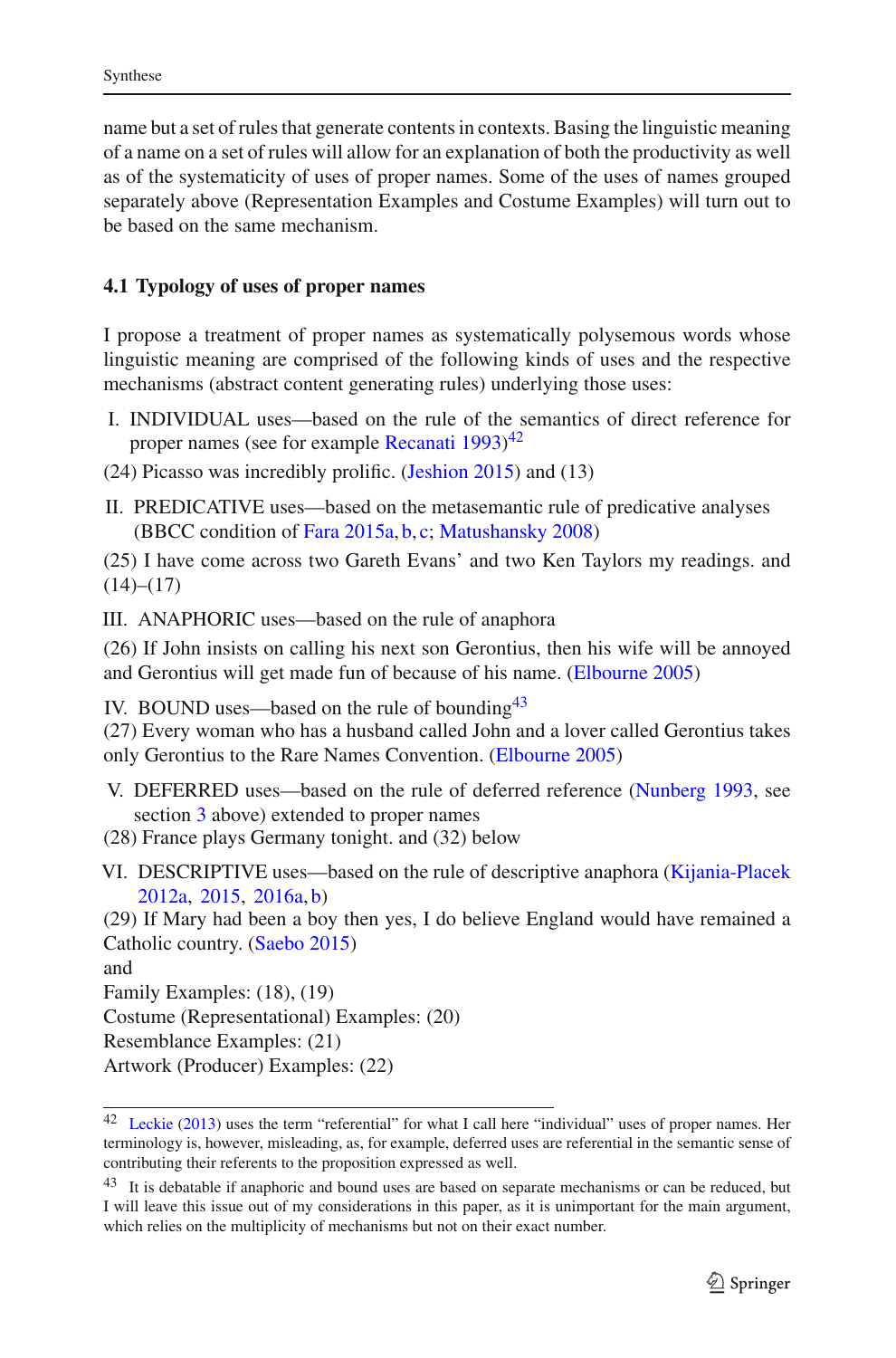name but a set of rules that generate contents in contexts. Basing the linguistic meaning of a name on a set of rules will allow for an explanation of both the productivity as well as of the systematicity of uses of proper names. Some of the uses of names grouped separately above (Representation Examples and Costume Examples) will turn out to be based on the same mechanism.

### 4.1 Typology of uses of proper names

I propose a treatment of proper names as systematically polysemous words whose linguistic meaning are comprised of the following kinds of uses and the respective mechanisms (abstract content generating rules) underlying those uses:

I. INDIVIDUAL uses—based on the rule of the semantics of direct reference for proper names (see for example Recanati 1993)[42]

(24) Picasso was incredibly prolific. (Jeshion 2015) and (13)

II. PREDICATIVE uses—based on the metasemantic rule of predicative analyses (BBCC condition of Fara 2015a, b, c; Matushansky 2008)

(25) I have come across two Gareth Evans' and two Ken Taylors my readings. and (14)–(17)

III. ANAPHORIC uses—based on the rule of anaphora

(26) If John insists on calling his next son Gerontius, then his wife will be annoyed and Gerontius will get made fun of because of his name. (Elbourne 2005)

IV. BOUND uses—based on the rule of bounding[43]

(27) Every woman who has a husband called John and a lover called Gerontius takes only Gerontius to the Rare Names Convention. (Elbourne 2005)

V. DEFERRED uses—based on the rule of deferred reference (Nunberg 1993, see section 3 above) extended to proper names

(28) France plays Germany tonight. and (32) below

VI. DESCRIPTIVE uses—based on the rule of descriptive anaphora (Kijania-Placek 2012a, 2015, 2016a, b)

(29) If Mary had been a boy then yes, I do believe England would have remained a Catholic country. (Saebo 2015)

and

Family Examples: (18), (19)

Costume (Representational) Examples: (20)

Resemblance Examples: (21)

Artwork (Producer) Examples: (22)

---

[42] Leckie (2013) uses the term "referential" for what I call here "individual" uses of proper names. Her terminology is, however, misleading, as, for example, deferred uses are referential in the semantic sense of contributing their referents to the proposition expressed as well.

[43] It is debatable if anaphoric and bound uses are based on separate mechanisms or can be reduced, but I will leave this issue out of my considerations in this paper, as it is unimportant for the main argument, which relies on the multiplicity of mechanisms but not on their exact number.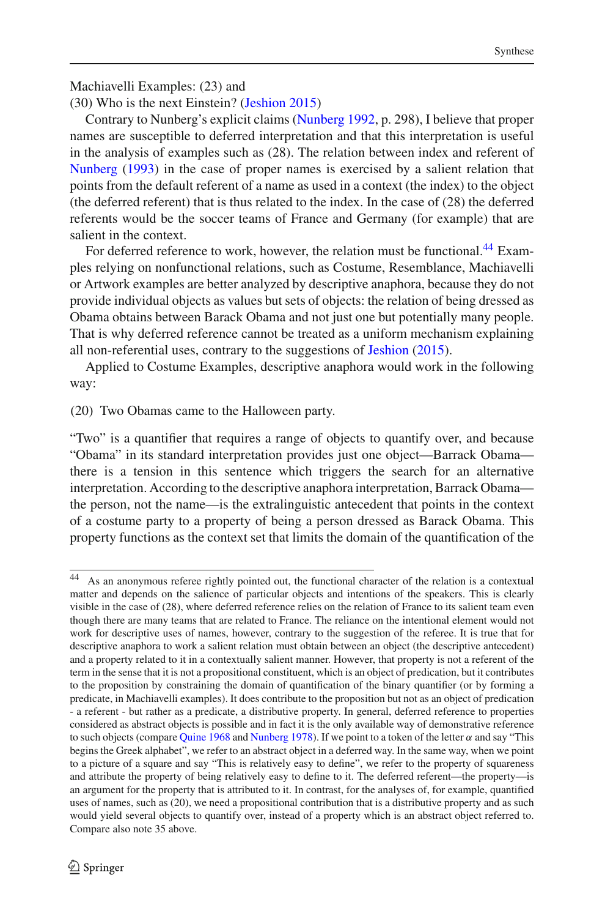Machiavelli Examples: (23) and

(30) Who is the next Einstein? (Jeshion 2015)

Contrary to Nunberg's explicit claims (Nunberg 1992, p. 298), I believe that proper names are susceptible to deferred interpretation and that this interpretation is useful in the analysis of examples such as (28). The relation between index and referent of Nunberg (1993) in the case of proper names is exercised by a salient relation that points from the default referent of a name as used in a context (the index) to the object (the deferred referent) that is thus related to the index. In the case of (28) the deferred referents would be the soccer teams of France and Germany (for example) that are salient in the context.

For deferred reference to work, however, the relation must be functional.[44] Examples relying on nonfunctional relations, such as Costume, Resemblance, Machiavelli or Artwork examples are better analyzed by descriptive anaphora, because they do not provide individual objects as values but sets of objects: the relation of being dressed as Obama obtains between Barack Obama and not just one but potentially many people. That is why deferred reference cannot be treated as a uniform mechanism explaining all non-referential uses, contrary to the suggestions of Jeshion (2015).

Applied to Costume Examples, descriptive anaphora would work in the following way:

(20) Two Obamas came to the Halloween party.

"Two" is a quantifier that requires a range of objects to quantify over, and because "Obama" in its standard interpretation provides just one object—Barrack Obama—there is a tension in this sentence which triggers the search for an alternative interpretation. According to the descriptive anaphora interpretation, Barrack Obama—the person, not the name—is the extralinguistic antecedent that points in the context of a costume party to a property of being a person dressed as Barack Obama. This property functions as the context set that limits the domain of the quantification of the

---

[44] As an anonymous referee rightly pointed out, the functional character of the relation is a contextual matter and depends on the salience of particular objects and intentions of the speakers. This is clearly visible in the case of (28), where deferred reference relies on the relation of France to its salient team even though there are many teams that are related to France. The reliance on the intentional element would not work for descriptive uses of names, however, contrary to the suggestion of the referee. It is true that for descriptive anaphora to work a salient relation must obtain between an object (the descriptive antecedent) and a property related to it in a contextually salient manner. However, that property is not a referent of the term in the sense that it is not a propositional constituent, which is an object of predication, but it contributes to the proposition by constraining the domain of quantification of the binary quantifier (or by forming a predicate, in Machiavelli examples). It does contribute to the proposition but not as an object of predication - a referent - but rather as a predicate, a distributive property. In general, deferred reference to properties considered as abstract objects is possible and in fact it is the only available way of demonstrative reference to such objects (compare Quine 1968 and Nunberg 1978). If we point to a token of the letter $\alpha$ and say "This begins the Greek alphabet", we refer to an abstract object in a deferred way. In the same way, when we point to a picture of a square and say "This is relatively easy to define", we refer to the property of squareness and attribute the property of being relatively easy to define to it. The deferred referent—the property—is an argument for the property that is attributed to it. In contrast, for the analyses of, for example, quantified uses of names, such as (20), we need a propositional contribution that is a distributive property and as such would yield several objects to quantify over, instead of a property which is an abstract object referred to. Compare also note 35 above.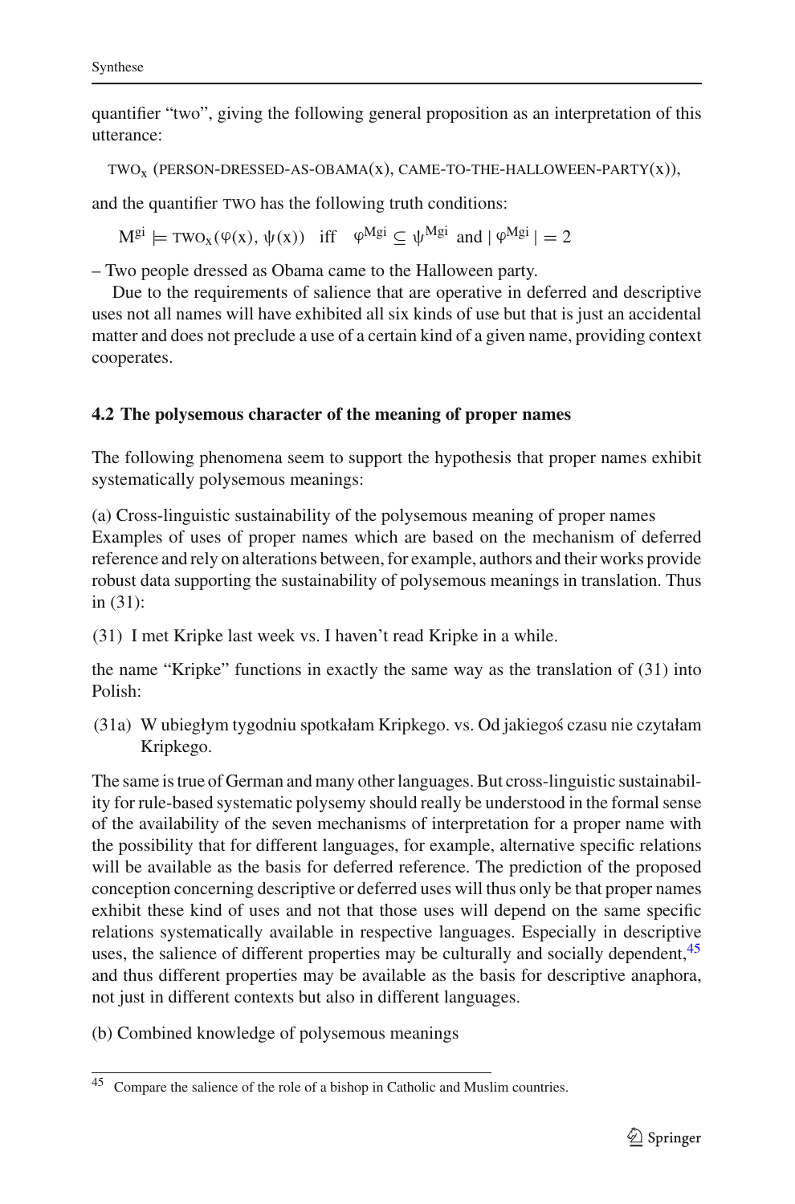quantifier "two", giving the following general proposition as an interpretation of this utterance:

$\text{TWO}_x$ (PERSON-DRESSED-AS-OBAMA(x), CAME-TO-THE-HALLOWEEN-PARTY(x)),

and the quantifier TWO has the following truth conditions:

$$M^{gi} \models \text{TWO}_x(\varphi(x), \psi(x)) \quad \text{iff} \quad \varphi^{Mgi} \subseteq \psi^{Mgi} \text{ and } |\varphi^{Mgi}| = 2$$

– Two people dressed as Obama came to the Halloween party.

Due to the requirements of salience that are operative in deferred and descriptive uses not all names will have exhibited all six kinds of use but that is just an accidental matter and does not preclude a use of a certain kind of a given name, providing context cooperates.

### 4.2 The polysemous character of the meaning of proper names

The following phenomena seem to support the hypothesis that proper names exhibit systematically polysemous meanings:

(a) Cross-linguistic sustainability of the polysemous meaning of proper names
Examples of uses of proper names which are based on the mechanism of deferred reference and rely on alterations between, for example, authors and their works provide robust data supporting the sustainability of polysemous meanings in translation. Thus in (31):

(31) I met Kripke last week vs. I haven't read Kripke in a while.

the name "Kripke" functions in exactly the same way as the translation of (31) into Polish:

(31a) W ubiegłym tygodniu spotkałam Kripkego. vs. Od jakiegoś czasu nie czytałam Kripkego.

The same is true of German and many other languages. But cross-linguistic sustainability for rule-based systematic polysemy should really be understood in the formal sense of the availability of the seven mechanisms of interpretation for a proper name with the possibility that for different languages, for example, alternative specific relations will be available as the basis for deferred reference. The prediction of the proposed conception concerning descriptive or deferred uses will thus only be that proper names exhibit these kind of uses and not that those uses will depend on the same specific relations systematically available in respective languages. Especially in descriptive uses, the salience of different properties may be culturally and socially dependent,[45] and thus different properties may be available as the basis for descriptive anaphora, not just in different contexts but also in different languages.

(b) Combined knowledge of polysemous meanings

[45] Compare the salience of the role of a bishop in Catholic and Muslim countries.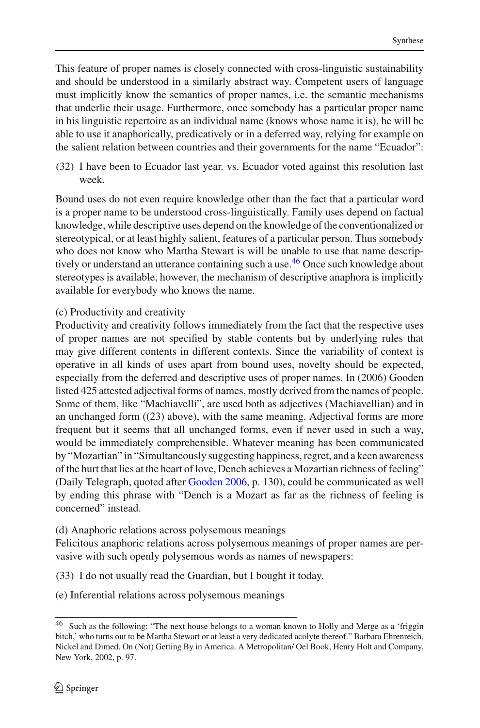This feature of proper names is closely connected with cross-linguistic sustainability and should be understood in a similarly abstract way. Competent users of language must implicitly know the semantics of proper names, i.e. the semantic mechanisms that underlie their usage. Furthermore, once somebody has a particular proper name in his linguistic repertoire as an individual name (knows whose name it is), he will be able to use it anaphorically, predicatively or in a deferred way, relying for example on the salient relation between countries and their governments for the name "Ecuador":

(32) I have been to Ecuador last year. vs. Ecuador voted against this resolution last week.

Bound uses do not even require knowledge other than the fact that a particular word is a proper name to be understood cross-linguistically. Family uses depend on factual knowledge, while descriptive uses depend on the knowledge of the conventionalized or stereotypical, or at least highly salient, features of a particular person. Thus somebody who does not know who Martha Stewart is will be unable to use that name descriptively or understand an utterance containing such a use.[46] Once such knowledge about stereotypes is available, however, the mechanism of descriptive anaphora is implicitly available for everybody who knows the name.

(c) Productivity and creativity

Productivity and creativity follows immediately from the fact that the respective uses of proper names are not specified by stable contents but by underlying rules that may give different contents in different contexts. Since the variability of context is operative in all kinds of uses apart from bound uses, novelty should be expected, especially from the deferred and descriptive uses of proper names. In (2006) Gooden listed 425 attested adjectival forms of names, mostly derived from the names of people. Some of them, like "Machiavelli", are used both as adjectives (Machiavellian) and in an unchanged form ((23) above), with the same meaning. Adjectival forms are more frequent but it seems that all unchanged forms, even if never used in such a way, would be immediately comprehensible. Whatever meaning has been communicated by "Mozartian" in "Simultaneously suggesting happiness, regret, and a keen awareness of the hurt that lies at the heart of love, Dench achieves a Mozartian richness of feeling" (Daily Telegraph, quoted after Gooden 2006, p. 130), could be communicated as well by ending this phrase with "Dench is a Mozart as far as the richness of feeling is concerned" instead.

(d) Anaphoric relations across polysemous meanings

Felicitous anaphoric relations across polysemous meanings of proper names are pervasive with such openly polysemous words as names of newspapers:

(33) I do not usually read the Guardian, but I bought it today.

(e) Inferential relations across polysemous meanings

---

[46] Such as the following: "The next house belongs to a woman known to Holly and Merge as a 'friggin bitch,' who turns out to be Martha Stewart or at least a very dedicated acolyte thereof." Barbara Ehrenreich, Nickel and Dimed. On (Not) Getting By in America. A Metropolitan/ Oel Book, Henry Holt and Company, New York, 2002, p. 97.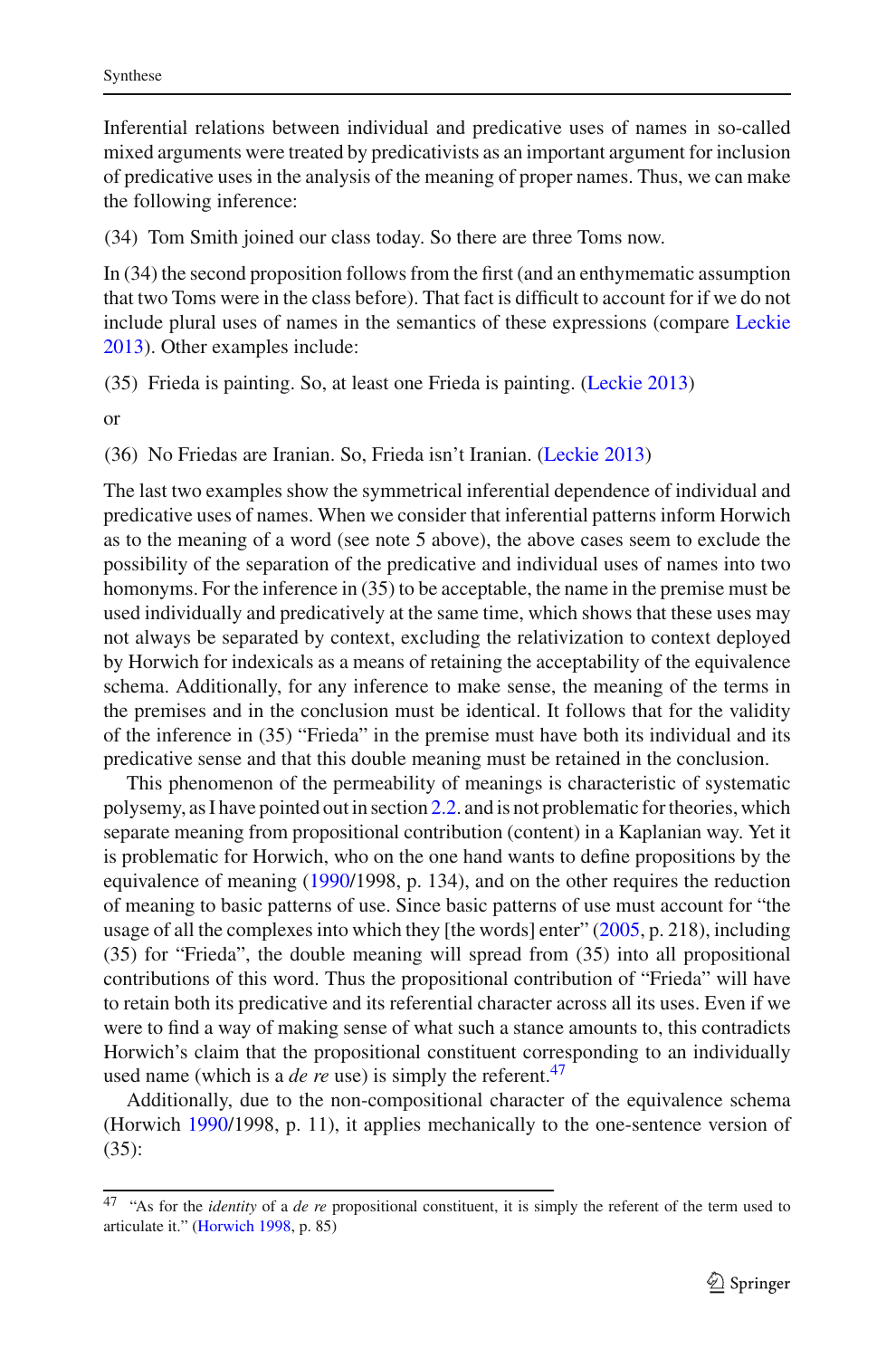Inferential relations between individual and predicative uses of names in so-called mixed arguments were treated by predicativists as an important argument for inclusion of predicative uses in the analysis of the meaning of proper names. Thus, we can make the following inference:

(34) Tom Smith joined our class today. So there are three Toms now.

In (34) the second proposition follows from the first (and an enthymematic assumption that two Toms were in the class before). That fact is difficult to account for if we do not include plural uses of names in the semantics of these expressions (compare Leckie 2013). Other examples include:

(35) Frieda is painting. So, at least one Frieda is painting. (Leckie 2013)

or

(36) No Friedas are Iranian. So, Frieda isn't Iranian. (Leckie 2013)

The last two examples show the symmetrical inferential dependence of individual and predicative uses of names. When we consider that inferential patterns inform Horwich as to the meaning of a word (see note 5 above), the above cases seem to exclude the possibility of the separation of the predicative and individual uses of names into two homonyms. For the inference in (35) to be acceptable, the name in the premise must be used individually and predicatively at the same time, which shows that these uses may not always be separated by context, excluding the relativization to context deployed by Horwich for indexicals as a means of retaining the acceptability of the equivalence schema. Additionally, for any inference to make sense, the meaning of the terms in the premises and in the conclusion must be identical. It follows that for the validity of the inference in (35) "Frieda" in the premise must have both its individual and its predicative sense and that this double meaning must be retained in the conclusion.

This phenomenon of the permeability of meanings is characteristic of systematic polysemy, as I have pointed out in section 2.2. and is not problematic for theories, which separate meaning from propositional contribution (content) in a Kaplanian way. Yet it is problematic for Horwich, who on the one hand wants to define propositions by the equivalence of meaning (1990/1998, p. 134), and on the other requires the reduction of meaning to basic patterns of use. Since basic patterns of use must account for "the usage of all the complexes into which they [the words] enter" (2005, p. 218), including (35) for "Frieda", the double meaning will spread from (35) into all propositional contributions of this word. Thus the propositional contribution of "Frieda" will have to retain both its predicative and its referential character across all its uses. Even if we were to find a way of making sense of what such a stance amounts to, this contradicts Horwich's claim that the propositional constituent corresponding to an individually used name (which is a *de re* use) is simply the referent.[47]

Additionally, due to the non-compositional character of the equivalence schema (Horwich 1990/1998, p. 11), it applies mechanically to the one-sentence version of (35):

---

[47] "As for the *identity* of a *de re* propositional constituent, it is simply the referent of the term used to articulate it." (Horwich 1998, p. 85)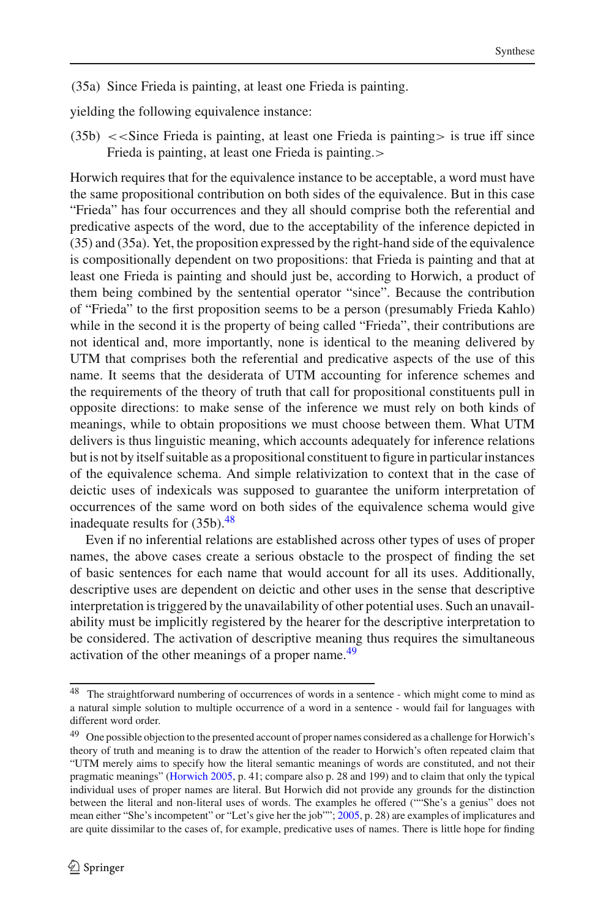(35a) Since Frieda is painting, at least one Frieda is painting.

yielding the following equivalence instance:

(35b) <<Since Frieda is painting, at least one Frieda is painting> is true iff since Frieda is painting, at least one Frieda is painting.>

Horwich requires that for the equivalence instance to be acceptable, a word must have the same propositional contribution on both sides of the equivalence. But in this case "Frieda" has four occurrences and they all should comprise both the referential and predicative aspects of the word, due to the acceptability of the inference depicted in (35) and (35a). Yet, the proposition expressed by the right-hand side of the equivalence is compositionally dependent on two propositions: that Frieda is painting and that at least one Frieda is painting and should just be, according to Horwich, a product of them being combined by the sentential operator "since". Because the contribution of "Frieda" to the first proposition seems to be a person (presumably Frieda Kahlo) while in the second it is the property of being called "Frieda", their contributions are not identical and, more importantly, none is identical to the meaning delivered by UTM that comprises both the referential and predicative aspects of the use of this name. It seems that the desiderata of UTM accounting for inference schemes and the requirements of the theory of truth that call for propositional constituents pull in opposite directions: to make sense of the inference we must rely on both kinds of meanings, while to obtain propositions we must choose between them. What UTM delivers is thus linguistic meaning, which accounts adequately for inference relations but is not by itself suitable as a propositional constituent to figure in particular instances of the equivalence schema. And simple relativization to context that in the case of deictic uses of indexicals was supposed to guarantee the uniform interpretation of occurrences of the same word on both sides of the equivalence schema would give inadequate results for (35b).[48]

Even if no inferential relations are established across other types of uses of proper names, the above cases create a serious obstacle to the prospect of finding the set of basic sentences for each name that would account for all its uses. Additionally, descriptive uses are dependent on deictic and other uses in the sense that descriptive interpretation is triggered by the unavailability of other potential uses. Such an unavailability must be implicitly registered by the hearer for the descriptive interpretation to be considered. The activation of descriptive meaning thus requires the simultaneous activation of the other meanings of a proper name.[49]

---

[48] The straightforward numbering of occurrences of words in a sentence - which might come to mind as a natural simple solution to multiple occurrence of a word in a sentence - would fail for languages with different word order.

[49] One possible objection to the presented account of proper names considered as a challenge for Horwich's theory of truth and meaning is to draw the attention of the reader to Horwich's often repeated claim that "UTM merely aims to specify how the literal semantic meanings of words are constituted, and not their pragmatic meanings" (Horwich 2005, p. 41; compare also p. 28 and 199) and to claim that only the typical individual uses of proper names are literal. But Horwich did not provide any grounds for the distinction between the literal and non-literal uses of words. The examples he offered (""She's a genius" does not mean either "She's incompetent" or "Let's give her the job""; 2005, p. 28) are examples of implicatures and are quite dissimilar to the cases of, for example, predicative uses of names. There is little hope for finding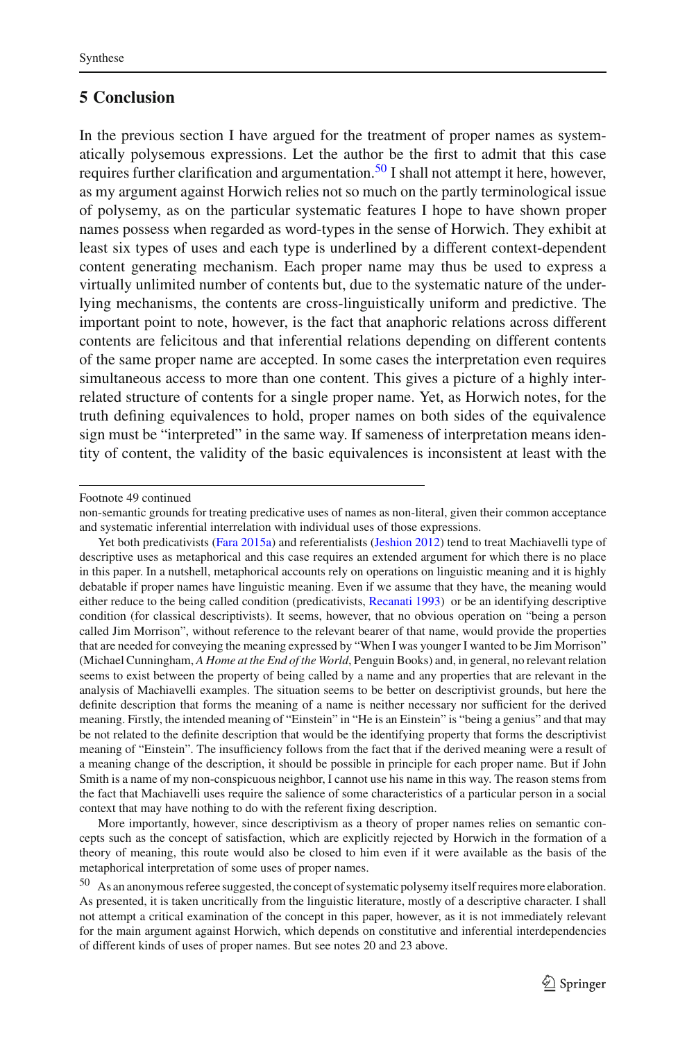## 5 Conclusion

In the previous section I have argued for the treatment of proper names as systematically polysemous expressions. Let the author be the first to admit that this case requires further clarification and argumentation.[50] I shall not attempt it here, however, as my argument against Horwich relies not so much on the partly terminological issue of polysemy, as on the particular systematic features I hope to have shown proper names possess when regarded as word-types in the sense of Horwich. They exhibit at least six types of uses and each type is underlined by a different context-dependent content generating mechanism. Each proper name may thus be used to express a virtually unlimited number of contents but, due to the systematic nature of the underlying mechanisms, the contents are cross-linguistically uniform and predictive. The important point to note, however, is the fact that anaphoric relations across different contents are felicitous and that inferential relations depending on different contents of the same proper name are accepted. In some cases the interpretation even requires simultaneous access to more than one content. This gives a picture of a highly interrelated structure of contents for a single proper name. Yet, as Horwich notes, for the truth defining equivalences to hold, proper names on both sides of the equivalence sign must be "interpreted" in the same way. If sameness of interpretation means identity of content, the validity of the basic equivalences is inconsistent at least with the

---

Footnote 49 continued

non-semantic grounds for treating predicative uses of names as non-literal, given their common acceptance and systematic inferential interrelation with individual uses of those expressions.

Yet both predicativists (Fara 2015a) and referentialists (Jeshion 2012) tend to treat Machiavelli type of descriptive uses as metaphorical and this case requires an extended argument for which there is no place in this paper. In a nutshell, metaphorical accounts rely on operations on linguistic meaning and it is highly debatable if proper names have linguistic meaning. Even if we assume that they have, the meaning would either reduce to the being called condition (predicativists, Recanati 1993) or be an identifying descriptive condition (for classical descriptivists). It seems, however, that no obvious operation on "being a person called Jim Morrison", without reference to the relevant bearer of that name, would provide the properties that are needed for conveying the meaning expressed by "When I was younger I wanted to be Jim Morrison" (Michael Cunningham, *A Home at the End of the World*, Penguin Books) and, in general, no relevant relation seems to exist between the property of being called by a name and any properties that are relevant in the analysis of Machiavelli examples. The situation seems to be better on descriptivist grounds, but here the definite description that forms the meaning of a name is neither necessary nor sufficient for the derived meaning. Firstly, the intended meaning of "Einstein" in "He is an Einstein" is "being a genius" and that may be not related to the definite description that would be the identifying property that forms the descriptivist meaning of "Einstein". The insufficiency follows from the fact that if the derived meaning were a result of a meaning change of the description, it should be possible in principle for each proper name. But if John Smith is a name of my non-conspicuous neighbor, I cannot use his name in this way. The reason stems from the fact that Machiavelli uses require the salience of some characteristics of a particular person in a social context that may have nothing to do with the referent fixing description.

More importantly, however, since descriptivism as a theory of proper names relies on semantic concepts such as the concept of satisfaction, which are explicitly rejected by Horwich in the formation of a theory of meaning, this route would also be closed to him even if it were available as the basis of the metaphorical interpretation of some uses of proper names.

[50] As an anonymous referee suggested, the concept of systematic polysemy itself requires more elaboration. As presented, it is taken uncritically from the linguistic literature, mostly of a descriptive character. I shall not attempt a critical examination of the concept in this paper, however, as it is not immediately relevant for the main argument against Horwich, which depends on constitutive and inferential interdependencies of different kinds of uses of proper names. But see notes 20 and 23 above.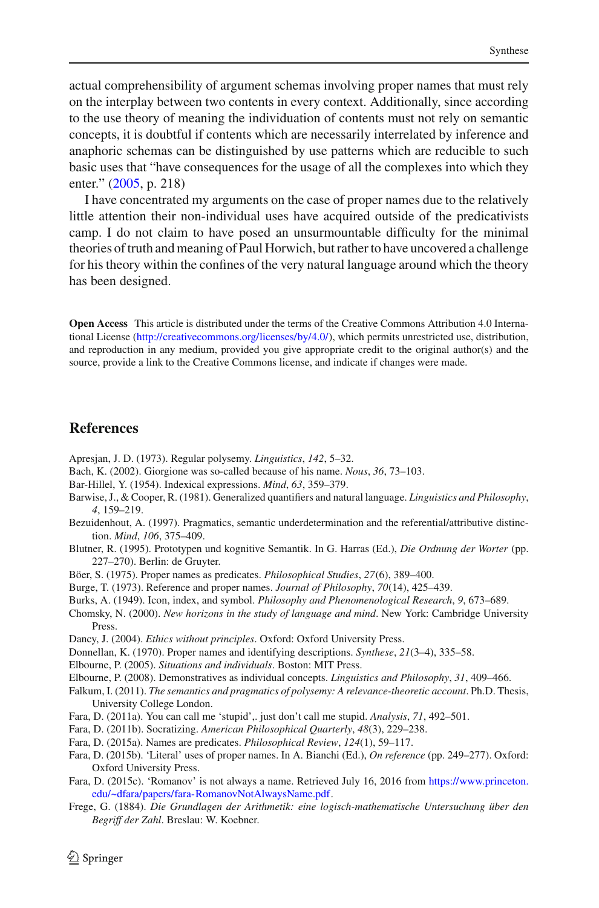actual comprehensibility of argument schemas involving proper names that must rely on the interplay between two contents in every context. Additionally, since according to the use theory of meaning the individuation of contents must not rely on semantic concepts, it is doubtful if contents which are necessarily interrelated by inference and anaphoric schemas can be distinguished by use patterns which are reducible to such basic uses that "have consequences for the usage of all the complexes into which they enter." (2005, p. 218)

I have concentrated my arguments on the case of proper names due to the relatively little attention their non-individual uses have acquired outside of the predicativists camp. I do not claim to have posed an unsurmountable difficulty for the minimal theories of truth and meaning of Paul Horwich, but rather to have uncovered a challenge for his theory within the confines of the very natural language around which the theory has been designed.

**Open Access** This article is distributed under the terms of the Creative Commons Attribution 4.0 International License (http://creativecommons.org/licenses/by/4.0/), which permits unrestricted use, distribution, and reproduction in any medium, provided you give appropriate credit to the original author(s) and the source, provide a link to the Creative Commons license, and indicate if changes were made.

## References

Apresjan, J. D. (1973). Regular polysemy. *Linguistics*, *142*, 5–32.

Bach, K. (2002). Giorgione was so-called because of his name. *Nous*, *36*, 73–103.

Bar-Hillel, Y. (1954). Indexical expressions. *Mind*, *63*, 359–379.

Barwise, J., & Cooper, R. (1981). Generalized quantifiers and natural language. *Linguistics and Philosophy*, *4*, 159–219.

Bezuidenhout, A. (1997). Pragmatics, semantic underdetermination and the referential/attributive distinction. *Mind*, *106*, 375–409.

Blutner, R. (1995). Prototypen und kognitive Semantik. In G. Harras (Ed.), *Die Ordnung der Worter* (pp. 227–270). Berlin: de Gruyter.

Böer, S. (1975). Proper names as predicates. *Philosophical Studies*, *27*(6), 389–400.

Burge, T. (1973). Reference and proper names. *Journal of Philosophy*, *70*(14), 425–439.

Burks, A. (1949). Icon, index, and symbol. *Philosophy and Phenomenological Research*, *9*, 673–689.

Chomsky, N. (2000). *New horizons in the study of language and mind*. New York: Cambridge University Press.

Dancy, J. (2004). *Ethics without principles*. Oxford: Oxford University Press.

Donnellan, K. (1970). Proper names and identifying descriptions. *Synthese*, *21*(3–4), 335–58.

Elbourne, P. (2005). *Situations and individuals*. Boston: MIT Press.

Elbourne, P. (2008). Demonstratives as individual concepts. *Linguistics and Philosophy*, *31*, 409–466.

Falkum, I. (2011). *The semantics and pragmatics of polysemy: A relevance-theoretic account*. Ph.D. Thesis, University College London.

Fara, D. (2011a). You can call me 'stupid',. just don't call me stupid. *Analysis*, *71*, 492–501.

Fara, D. (2011b). Socratizing. *American Philosophical Quarterly*, *48*(3), 229–238.

Fara, D. (2015a). Names are predicates. *Philosophical Review*, *124*(1), 59–117.

Fara, D. (2015b). 'Literal' uses of proper names. In A. Bianchi (Ed.), *On reference* (pp. 249–277). Oxford: Oxford University Press.

Fara, D. (2015c). 'Romanov' is not always a name. Retrieved July 16, 2016 from https://www.princeton.edu/~dfara/papers/fara-RomanovNotAlwaysName.pdf.

Frege, G. (1884). *Die Grundlagen der Arithmetik: eine logisch-mathematische Untersuchung über den Begriff der Zahl*. Breslau: W. Koebner.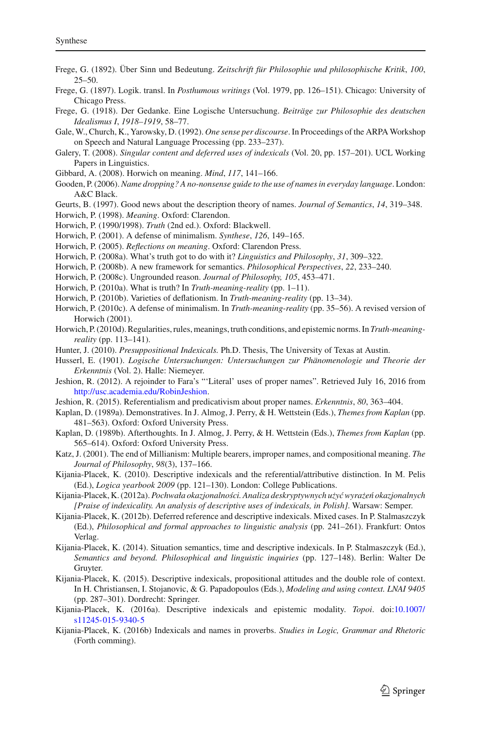Frege, G. (1892). Über Sinn und Bedeutung. *Zeitschrift für Philosophie und philosophische Kritik*, *100*, 25–50.

Frege, G. (1897). Logik. transl. In *Posthumous writings* (Vol. 1979, pp. 126–151). Chicago: University of Chicago Press.

Frege, G. (1918). Der Gedanke. Eine Logische Untersuchung. *Beiträge zur Philosophie des deutschen Idealismus I*, *1918–1919*, 58–77.

Gale, W., Church, K., Yarowsky, D. (1992). *One sense per discourse*. In Proceedings of the ARPA Workshop on Speech and Natural Language Processing (pp. 233–237).

Galery, T. (2008). *Singular content and deferred uses of indexicals* (Vol. 20, pp. 157–201). UCL Working Papers in Linguistics.

Gibbard, A. (2008). Horwich on meaning. *Mind*, *117*, 141–166.

Gooden, P. (2006). *Name dropping? A no-nonsense guide to the use of names in everyday language*. London: A&C Black.

Geurts, B. (1997). Good news about the description theory of names. *Journal of Semantics*, *14*, 319–348.

Horwich, P. (1998). *Meaning*. Oxford: Clarendon.

Horwich, P. (1990/1998). *Truth* (2nd ed.). Oxford: Blackwell.

Horwich, P. (2001). A defense of minimalism. *Synthese*, *126*, 149–165.

Horwich, P. (2005). *Reflections on meaning*. Oxford: Clarendon Press.

Horwich, P. (2008a). What's truth got to do with it? *Linguistics and Philosophy*, *31*, 309–322.

Horwich, P. (2008b). A new framework for semantics. *Philosophical Perspectives*, *22*, 233–240.

Horwich, P. (2008c). Ungrounded reason. *Journal of Philosophy, 105*, 453–471.

Horwich, P. (2010a). What is truth? In *Truth-meaning-reality* (pp. 1–11).

Horwich, P. (2010b). Varieties of deflationism. In *Truth-meaning-reality* (pp. 13–34).

Horwich, P. (2010c). A defense of minimalism. In *Truth-meaning-reality* (pp. 35–56). A revised version of Horwich (2001).

Horwich, P. (2010d). Regularities, rules, meanings, truth conditions, and epistemic norms. In *Truth-meaning-reality* (pp. 113–141).

Hunter, J. (2010). *Presuppositional Indexicals.* Ph.D. Thesis, The University of Texas at Austin.

Husserl, E. (1901). *Logische Untersuchungen: Untersuchungen zur Phänomenologie und Theorie der Erkenntnis* (Vol. 2). Halle: Niemeyer.

Jeshion, R. (2012). A rejoinder to Fara's "'Literal' uses of proper names". Retrieved July 16, 2016 from http://usc.academia.edu/RobinJeshion.

Jeshion, R. (2015). Referentialism and predicativism about proper names. *Erkenntnis*, *80*, 363–404.

Kaplan, D. (1989a). Demonstratives. In J. Almog, J. Perry, & H. Wettstein (Eds.), *Themes from Kaplan* (pp. 481–563). Oxford: Oxford University Press.

Kaplan, D. (1989b). Afterthoughts. In J. Almog, J. Perry, & H. Wettstein (Eds.), *Themes from Kaplan* (pp. 565–614). Oxford: Oxford University Press.

Katz, J. (2001). The end of Millianism: Multiple bearers, improper names, and compositional meaning. *The Journal of Philosophy*, *98*(3), 137–166.

Kijania-Placek, K. (2010). Descriptive indexicals and the referential/attributive distinction. In M. Pelis (Ed.), *Logica yearbook 2009* (pp. 121–130). London: College Publications.

Kijania-Placek, K. (2012a). *Pochwała okazjonalności. Analiza deskryptywnych użyć wyrażeń okazjonalnych [Praise of indexicality. An analysis of descriptive uses of indexicals, in Polish]*. Warsaw: Semper.

Kijania-Placek, K. (2012b). Deferred reference and descriptive indexicals. Mixed cases. In P. Stalmaszczyk (Ed.), *Philosophical and formal approaches to linguistic analysis* (pp. 241–261). Frankfurt: Ontos Verlag.

Kijania-Placek, K. (2014). Situation semantics, time and descriptive indexicals. In P. Stalmaszczyk (Ed.), *Semantics and beyond. Philosophical and linguistic inquiries* (pp. 127–148). Berlin: Walter De Gruyter.

Kijania-Placek, K. (2015). Descriptive indexicals, propositional attitudes and the double role of context. In H. Christiansen, I. Stojanovic, & G. Papadopoulos (Eds.), *Modeling and using context. LNAI 9405* (pp. 287–301). Dordrecht: Springer.

Kijania-Placek, K. (2016a). Descriptive indexicals and epistemic modality. *Topoi*. doi:10.1007/s11245-015-9340-5

Kijania-Placek, K. (2016b) Indexicals and names in proverbs. *Studies in Logic, Grammar and Rhetoric* (Forth comming).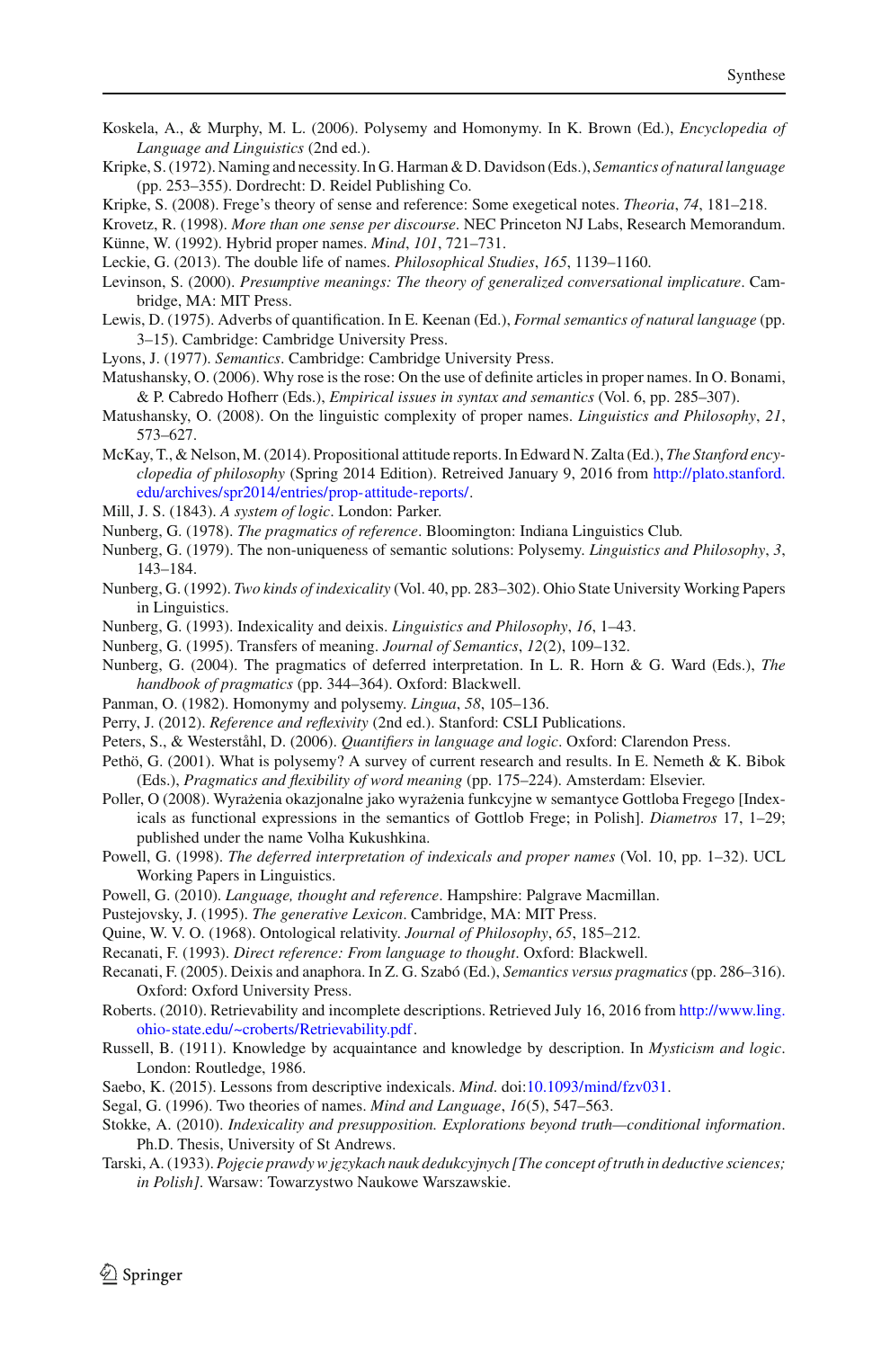Koskela, A., & Murphy, M. L. (2006). Polysemy and Homonymy. In K. Brown (Ed.), *Encyclopedia of Language and Linguistics* (2nd ed.).

Kripke, S. (1972). Naming and necessity. In G. Harman & D. Davidson (Eds.), *Semantics of natural language* (pp. 253–355). Dordrecht: D. Reidel Publishing Co.

Kripke, S. (2008). Frege's theory of sense and reference: Some exegetical notes. *Theoria*, *74*, 181–218.

Krovetz, R. (1998). *More than one sense per discourse*. NEC Princeton NJ Labs, Research Memorandum.

Künne, W. (1992). Hybrid proper names. *Mind*, *101*, 721–731.

Leckie, G. (2013). The double life of names. *Philosophical Studies*, *165*, 1139–1160.

Levinson, S. (2000). *Presumptive meanings: The theory of generalized conversational implicature*. Cambridge, MA: MIT Press.

Lewis, D. (1975). Adverbs of quantification. In E. Keenan (Ed.), *Formal semantics of natural language* (pp. 3–15). Cambridge: Cambridge University Press.

Lyons, J. (1977). *Semantics*. Cambridge: Cambridge University Press.

Matushansky, O. (2006). Why rose is the rose: On the use of definite articles in proper names. In O. Bonami, & P. Cabredo Hofherr (Eds.), *Empirical issues in syntax and semantics* (Vol. 6, pp. 285–307).

Matushansky, O. (2008). On the linguistic complexity of proper names. *Linguistics and Philosophy*, *21*, 573–627.

McKay, T., & Nelson, M. (2014). Propositional attitude reports. In Edward N. Zalta (Ed.), *The Stanford encyclopedia of philosophy* (Spring 2014 Edition). Retreived January 9, 2016 from http://plato.stanford.edu/archives/spr2014/entries/prop-attitude-reports/.

Mill, J. S. (1843). *A system of logic*. London: Parker.

Nunberg, G. (1978). *The pragmatics of reference*. Bloomington: Indiana Linguistics Club.

Nunberg, G. (1979). The non-uniqueness of semantic solutions: Polysemy. *Linguistics and Philosophy*, *3*, 143–184.

Nunberg, G. (1992). *Two kinds of indexicality* (Vol. 40, pp. 283–302). Ohio State University Working Papers in Linguistics.

Nunberg, G. (1993). Indexicality and deixis. *Linguistics and Philosophy*, *16*, 1–43.

Nunberg, G. (1995). Transfers of meaning. *Journal of Semantics*, *12*(2), 109–132.

Nunberg, G. (2004). The pragmatics of deferred interpretation. In L. R. Horn & G. Ward (Eds.), *The handbook of pragmatics* (pp. 344–364). Oxford: Blackwell.

Panman, O. (1982). Homonymy and polysemy. *Lingua*, *58*, 105–136.

Perry, J. (2012). *Reference and reflexivity* (2nd ed.). Stanford: CSLI Publications.

Peters, S., & Westerståhl, D. (2006). *Quantifiers in language and logic*. Oxford: Clarendon Press.

Pethö, G. (2001). What is polysemy? A survey of current research and results. In E. Nemeth & K. Bibok (Eds.), *Pragmatics and flexibility of word meaning* (pp. 175–224). Amsterdam: Elsevier.

Poller, O (2008). Wyrażenia okazjonalne jako wyrażenia funkcyjne w semantyce Gottloba Fregego [Indexicals as functional expressions in the semantics of Gottlob Frege; in Polish]. *Diametros* 17, 1–29; published under the name Volha Kukushkina.

Powell, G. (1998). *The deferred interpretation of indexicals and proper names* (Vol. 10, pp. 1–32). UCL Working Papers in Linguistics.

Powell, G. (2010). *Language, thought and reference*. Hampshire: Palgrave Macmillan.

Pustejovsky, J. (1995). *The generative Lexicon*. Cambridge, MA: MIT Press.

Quine, W. V. O. (1968). Ontological relativity. *Journal of Philosophy*, *65*, 185–212.

Recanati, F. (1993). *Direct reference: From language to thought*. Oxford: Blackwell.

Recanati, F. (2005). Deixis and anaphora. In Z. G. Szabó (Ed.), *Semantics versus pragmatics* (pp. 286–316). Oxford: Oxford University Press.

Roberts. (2010). Retrievability and incomplete descriptions. Retrieved July 16, 2016 from http://www.ling.ohio-state.edu/~croberts/Retrievability.pdf.

Russell, B. (1911). Knowledge by acquaintance and knowledge by description. In *Mysticism and logic*. London: Routledge, 1986.

Saebo, K. (2015). Lessons from descriptive indexicals. *Mind*. doi:10.1093/mind/fzv031.

Segal, G. (1996). Two theories of names. *Mind and Language*, *16*(5), 547–563.

Stokke, A. (2010). *Indexicality and presupposition. Explorations beyond truth—conditional information*. Ph.D. Thesis, University of St Andrews.

Tarski, A. (1933). *Pojęcie prawdy w językach nauk dedukcyjnych [The concept of truth in deductive sciences; in Polish]*. Warsaw: Towarzystwo Naukowe Warszawskie.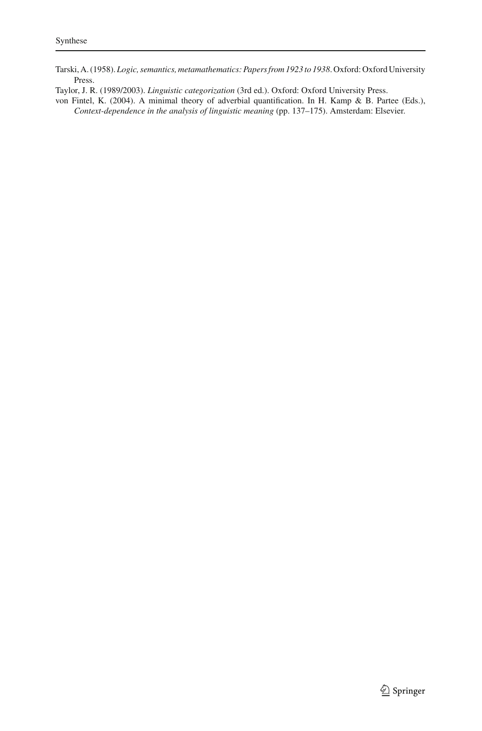Tarski, A. (1958). *Logic, semantics, metamathematics: Papers from 1923 to 1938*. Oxford: Oxford University Press.

Taylor, J. R. (1989/2003). *Linguistic categorization* (3rd ed.). Oxford: Oxford University Press.

von Fintel, K. (2004). A minimal theory of adverbial quantification. In H. Kamp & B. Partee (Eds.), *Context-dependence in the analysis of linguistic meaning* (pp. 137–175). Amsterdam: Elsevier.